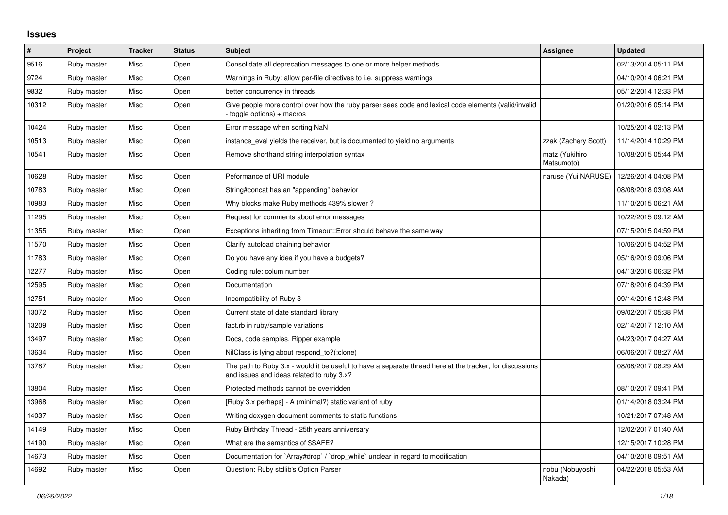## Issues

| # | Project | Tracker | Status | Subject | Assignee | Updated |
|---|---|---|---|---|---|---|
| 9516 | Ruby master | Misc | Open | Consolidate all deprecation messages to one or more helper methods | | 02/13/2014 05:11 PM |
| 9724 | Ruby master | Misc | Open | Warnings in Ruby: allow per-file directives to i.e. suppress warnings | | 04/10/2014 06:21 PM |
| 9832 | Ruby master | Misc | Open | better concurrency in threads | | 05/12/2014 12:33 PM |
| 10312 | Ruby master | Misc | Open | Give people more control over how the ruby parser sees code and lexical code elements (valid/invalid - toggle options) + macros | | 01/20/2016 05:14 PM |
| 10424 | Ruby master | Misc | Open | Error message when sorting NaN | | 10/25/2014 02:13 PM |
| 10513 | Ruby master | Misc | Open | instance_eval yields the receiver, but is documented to yield no arguments | zzak (Zachary Scott) | 11/14/2014 10:29 PM |
| 10541 | Ruby master | Misc | Open | Remove shorthand string interpolation syntax | matz (Yukihiro Matsumoto) | 10/08/2015 05:44 PM |
| 10628 | Ruby master | Misc | Open | Peformance of URI module | naruse (Yui NARUSE) | 12/26/2014 04:08 PM |
| 10783 | Ruby master | Misc | Open | String#concat has an "appending" behavior | | 08/08/2018 03:08 AM |
| 10983 | Ruby master | Misc | Open | Why blocks make Ruby methods 439% slower ? | | 11/10/2015 06:21 AM |
| 11295 | Ruby master | Misc | Open | Request for comments about error messages | | 10/22/2015 09:12 AM |
| 11355 | Ruby master | Misc | Open | Exceptions inheriting from Timeout::Error should behave the same way | | 07/15/2015 04:59 PM |
| 11570 | Ruby master | Misc | Open | Clarify autoload chaining behavior | | 10/06/2015 04:52 PM |
| 11783 | Ruby master | Misc | Open | Do you have any idea if you have a budgets? | | 05/16/2019 09:06 PM |
| 12277 | Ruby master | Misc | Open | Coding rule: colum number | | 04/13/2016 06:32 PM |
| 12595 | Ruby master | Misc | Open | Documentation | | 07/18/2016 04:39 PM |
| 12751 | Ruby master | Misc | Open | Incompatibility of Ruby 3 | | 09/14/2016 12:48 PM |
| 13072 | Ruby master | Misc | Open | Current state of date standard library | | 09/02/2017 05:38 PM |
| 13209 | Ruby master | Misc | Open | fact.rb in ruby/sample variations | | 02/14/2017 12:10 AM |
| 13497 | Ruby master | Misc | Open | Docs, code samples, Ripper example | | 04/23/2017 04:27 AM |
| 13634 | Ruby master | Misc | Open | NilClass is lying about respond_to?(:clone) | | 06/06/2017 08:27 AM |
| 13787 | Ruby master | Misc | Open | The path to Ruby 3.x - would it be useful to have a separate thread here at the tracker, for discussions and issues and ideas related to ruby 3.x? | | 08/08/2017 08:29 AM |
| 13804 | Ruby master | Misc | Open | Protected methods cannot be overridden | | 08/10/2017 09:41 PM |
| 13968 | Ruby master | Misc | Open | [Ruby 3.x perhaps] - A (minimal?) static variant of ruby | | 01/14/2018 03:24 PM |
| 14037 | Ruby master | Misc | Open | Writing doxygen document comments to static functions | | 10/21/2017 07:48 AM |
| 14149 | Ruby master | Misc | Open | Ruby Birthday Thread - 25th years anniversary | | 12/02/2017 01:40 AM |
| 14190 | Ruby master | Misc | Open | What are the semantics of $SAFE? | | 12/15/2017 10:28 PM |
| 14673 | Ruby master | Misc | Open | Documentation for `Array#drop` / `drop_while` unclear in regard to modification | | 04/10/2018 09:51 AM |
| 14692 | Ruby master | Misc | Open | Question: Ruby stdlib's Option Parser | nobu (Nobuyoshi Nakada) | 04/22/2018 05:53 AM |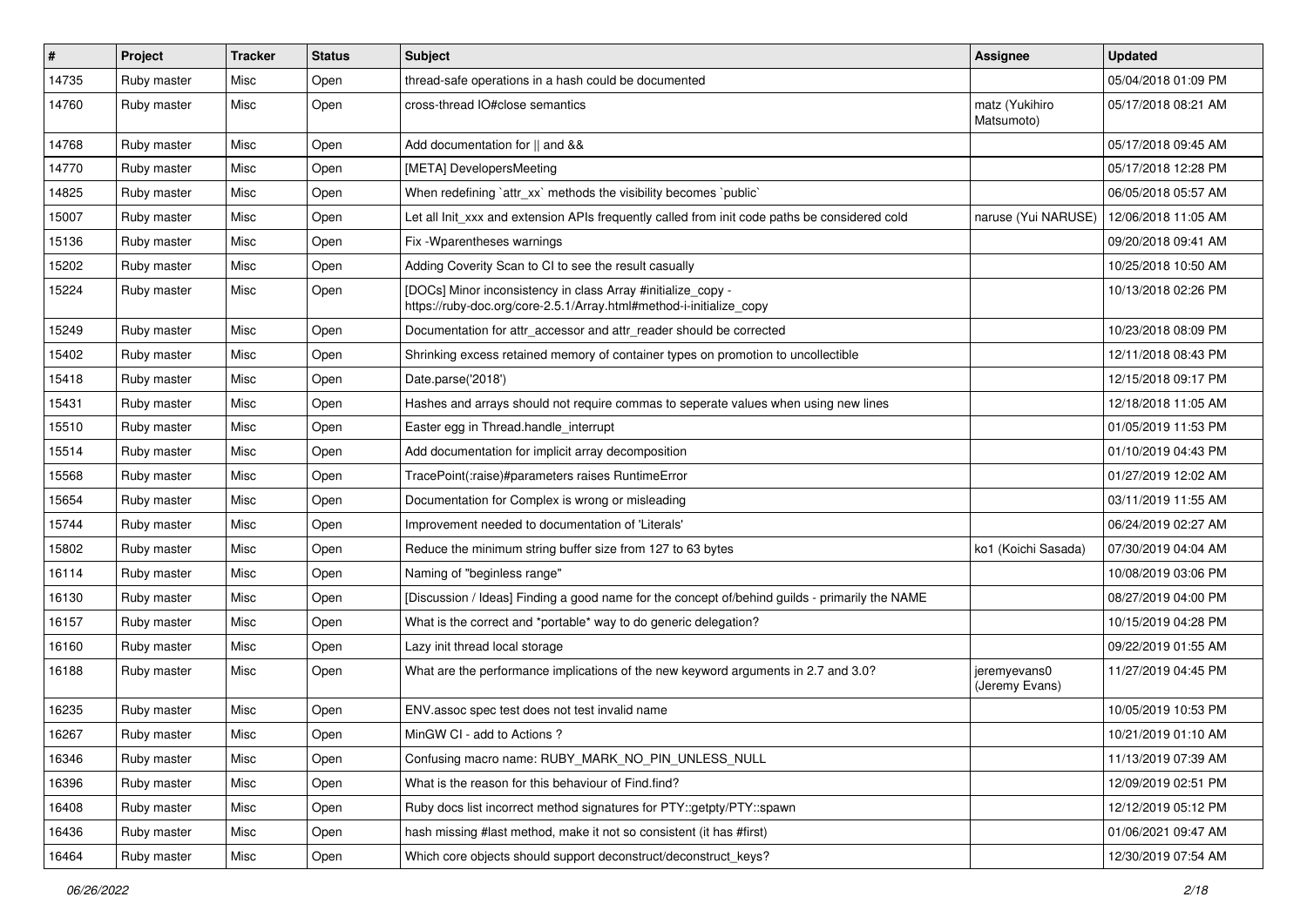| # | Project | Tracker | Status | Subject | Assignee | Updated |
|---|---|---|---|---|---|---|
| 14735 | Ruby master | Misc | Open | thread-safe operations in a hash could be documented | | 05/04/2018 01:09 PM |
| 14760 | Ruby master | Misc | Open | cross-thread IO#close semantics | matz (Yukihiro Matsumoto) | 05/17/2018 08:21 AM |
| 14768 | Ruby master | Misc | Open | Add documentation for \|\| and && | | 05/17/2018 09:45 AM |
| 14770 | Ruby master | Misc | Open | [META] DevelopersMeeting | | 05/17/2018 12:28 PM |
| 14825 | Ruby master | Misc | Open | When redefining `attr_xx` methods the visibility becomes `public` | | 06/05/2018 05:57 AM |
| 15007 | Ruby master | Misc | Open | Let all Init_xxx and extension APIs frequently called from init code paths be considered cold | naruse (Yui NARUSE) | 12/06/2018 11:05 AM |
| 15136 | Ruby master | Misc | Open | Fix -Wparentheses warnings | | 09/20/2018 09:41 AM |
| 15202 | Ruby master | Misc | Open | Adding Coverity Scan to CI to see the result casually | | 10/25/2018 10:50 AM |
| 15224 | Ruby master | Misc | Open | [DOCs] Minor inconsistency in class Array #initialize_copy - https://ruby-doc.org/core-2.5.1/Array.html#method-i-initialize_copy | | 10/13/2018 02:26 PM |
| 15249 | Ruby master | Misc | Open | Documentation for attr_accessor and attr_reader should be corrected | | 10/23/2018 08:09 PM |
| 15402 | Ruby master | Misc | Open | Shrinking excess retained memory of container types on promotion to uncollectible | | 12/11/2018 08:43 PM |
| 15418 | Ruby master | Misc | Open | Date.parse('2018') | | 12/15/2018 09:17 PM |
| 15431 | Ruby master | Misc | Open | Hashes and arrays should not require commas to seperate values when using new lines | | 12/18/2018 11:05 AM |
| 15510 | Ruby master | Misc | Open | Easter egg in Thread.handle_interrupt | | 01/05/2019 11:53 PM |
| 15514 | Ruby master | Misc | Open | Add documentation for implicit array decomposition | | 01/10/2019 04:43 PM |
| 15568 | Ruby master | Misc | Open | TracePoint(:raise)#parameters raises RuntimeError | | 01/27/2019 12:02 AM |
| 15654 | Ruby master | Misc | Open | Documentation for Complex is wrong or misleading | | 03/11/2019 11:55 AM |
| 15744 | Ruby master | Misc | Open | Improvement needed to documentation of 'Literals' | | 06/24/2019 02:27 AM |
| 15802 | Ruby master | Misc | Open | Reduce the minimum string buffer size from 127 to 63 bytes | ko1 (Koichi Sasada) | 07/30/2019 04:04 AM |
| 16114 | Ruby master | Misc | Open | Naming of "beginless range" | | 10/08/2019 03:06 PM |
| 16130 | Ruby master | Misc | Open | [Discussion / Ideas] Finding a good name for the concept of/behind guilds - primarily the NAME | | 08/27/2019 04:00 PM |
| 16157 | Ruby master | Misc | Open | What is the correct and *portable* way to do generic delegation? | | 10/15/2019 04:28 PM |
| 16160 | Ruby master | Misc | Open | Lazy init thread local storage | | 09/22/2019 01:55 AM |
| 16188 | Ruby master | Misc | Open | What are the performance implications of the new keyword arguments in 2.7 and 3.0? | jeremyevans0 (Jeremy Evans) | 11/27/2019 04:45 PM |
| 16235 | Ruby master | Misc | Open | ENV.assoc spec test does not test invalid name | | 10/05/2019 10:53 PM |
| 16267 | Ruby master | Misc | Open | MinGW CI - add to Actions ? | | 10/21/2019 01:10 AM |
| 16346 | Ruby master | Misc | Open | Confusing macro name: RUBY_MARK_NO_PIN_UNLESS_NULL | | 11/13/2019 07:39 AM |
| 16396 | Ruby master | Misc | Open | What is the reason for this behaviour of Find.find? | | 12/09/2019 02:51 PM |
| 16408 | Ruby master | Misc | Open | Ruby docs list incorrect method signatures for PTY::getpty/PTY::spawn | | 12/12/2019 05:12 PM |
| 16436 | Ruby master | Misc | Open | hash missing #last method, make it not so consistent (it has #first) | | 01/06/2021 09:47 AM |
| 16464 | Ruby master | Misc | Open | Which core objects should support deconstruct/deconstruct_keys? | | 12/30/2019 07:54 AM |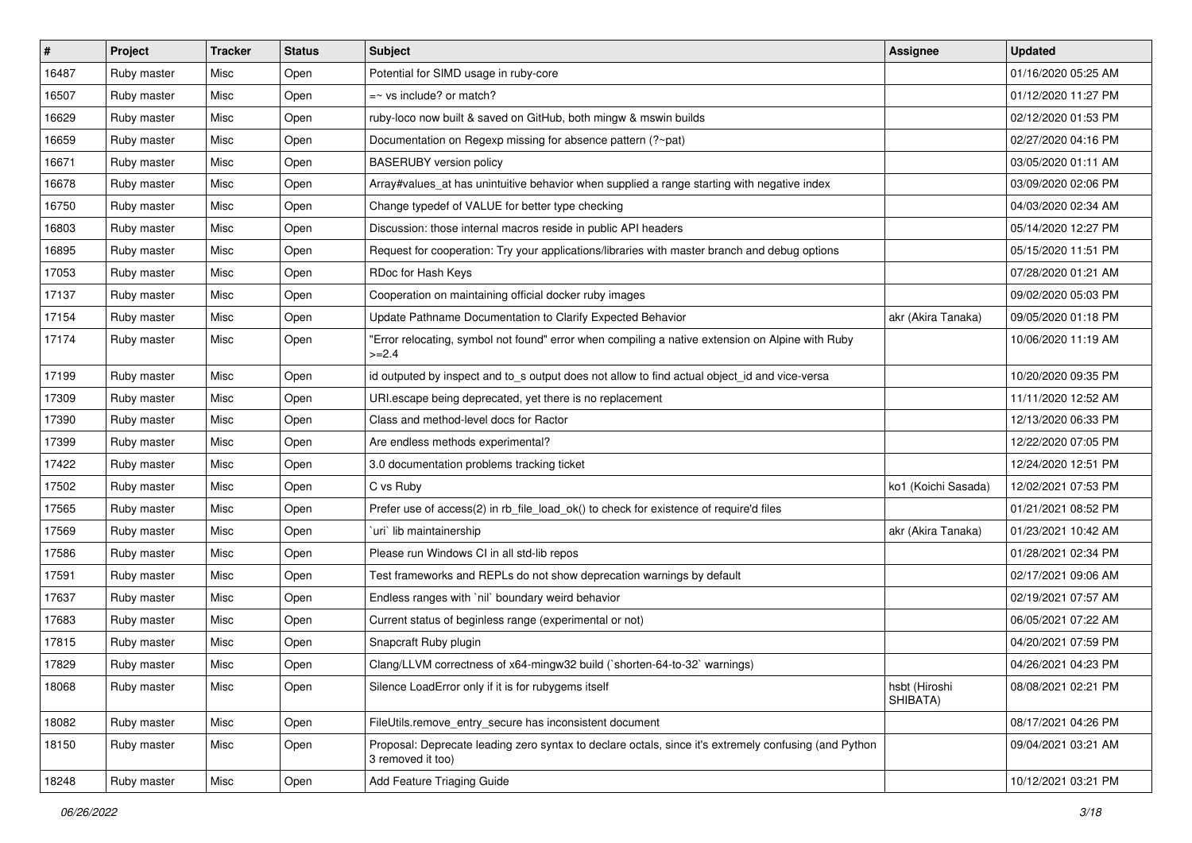| # | Project | Tracker | Status | Subject | Assignee | Updated |
| --- | --- | --- | --- | --- | --- | --- |
| 16487 | Ruby master | Misc | Open | Potential for SIMD usage in ruby-core | | 01/16/2020 05:25 AM |
| 16507 | Ruby master | Misc | Open | =~ vs include? or match? | | 01/12/2020 11:27 PM |
| 16629 | Ruby master | Misc | Open | ruby-loco now built & saved on GitHub, both mingw & mswin builds | | 02/12/2020 01:53 PM |
| 16659 | Ruby master | Misc | Open | Documentation on Regexp missing for absence pattern (?~pat) | | 02/27/2020 04:16 PM |
| 16671 | Ruby master | Misc | Open | BASERUBY version policy | | 03/05/2020 01:11 AM |
| 16678 | Ruby master | Misc | Open | Array#values_at has unintuitive behavior when supplied a range starting with negative index | | 03/09/2020 02:06 PM |
| 16750 | Ruby master | Misc | Open | Change typedef of VALUE for better type checking | | 04/03/2020 02:34 AM |
| 16803 | Ruby master | Misc | Open | Discussion: those internal macros reside in public API headers | | 05/14/2020 12:27 PM |
| 16895 | Ruby master | Misc | Open | Request for cooperation: Try your applications/libraries with master branch and debug options | | 05/15/2020 11:51 PM |
| 17053 | Ruby master | Misc | Open | RDoc for Hash Keys | | 07/28/2020 01:21 AM |
| 17137 | Ruby master | Misc | Open | Cooperation on maintaining official docker ruby images | | 09/02/2020 05:03 PM |
| 17154 | Ruby master | Misc | Open | Update Pathname Documentation to Clarify Expected Behavior | akr (Akira Tanaka) | 09/05/2020 01:18 PM |
| 17174 | Ruby master | Misc | Open | "Error relocating, symbol not found" error when compiling a native extension on Alpine with Ruby >=2.4 | | 10/06/2020 11:19 AM |
| 17199 | Ruby master | Misc | Open | id outputed by inspect and to_s output does not allow to find actual object_id and vice-versa | | 10/20/2020 09:35 PM |
| 17309 | Ruby master | Misc | Open | URI.escape being deprecated, yet there is no replacement | | 11/11/2020 12:52 AM |
| 17390 | Ruby master | Misc | Open | Class and method-level docs for Ractor | | 12/13/2020 06:33 PM |
| 17399 | Ruby master | Misc | Open | Are endless methods experimental? | | 12/22/2020 07:05 PM |
| 17422 | Ruby master | Misc | Open | 3.0 documentation problems tracking ticket | | 12/24/2020 12:51 PM |
| 17502 | Ruby master | Misc | Open | C vs Ruby | ko1 (Koichi Sasada) | 12/02/2021 07:53 PM |
| 17565 | Ruby master | Misc | Open | Prefer use of access(2) in rb_file_load_ok() to check for existence of require'd files | | 01/21/2021 08:52 PM |
| 17569 | Ruby master | Misc | Open | `uri` lib maintainership | akr (Akira Tanaka) | 01/23/2021 10:42 AM |
| 17586 | Ruby master | Misc | Open | Please run Windows CI in all std-lib repos | | 01/28/2021 02:34 PM |
| 17591 | Ruby master | Misc | Open | Test frameworks and REPLs do not show deprecation warnings by default | | 02/17/2021 09:06 AM |
| 17637 | Ruby master | Misc | Open | Endless ranges with `nil` boundary weird behavior | | 02/19/2021 07:57 AM |
| 17683 | Ruby master | Misc | Open | Current status of beginless range (experimental or not) | | 06/05/2021 07:22 AM |
| 17815 | Ruby master | Misc | Open | Snapcraft Ruby plugin | | 04/20/2021 07:59 PM |
| 17829 | Ruby master | Misc | Open | Clang/LLVM correctness of x64-mingw32 build (`shorten-64-to-32` warnings) | | 04/26/2021 04:23 PM |
| 18068 | Ruby master | Misc | Open | Silence LoadError only if it is for rubygems itself | hsbt (Hiroshi SHIBATA) | 08/08/2021 02:21 PM |
| 18082 | Ruby master | Misc | Open | FileUtils.remove_entry_secure has inconsistent document | | 08/17/2021 04:26 PM |
| 18150 | Ruby master | Misc | Open | Proposal: Deprecate leading zero syntax to declare octals, since it's extremely confusing (and Python 3 removed it too) | | 09/04/2021 03:21 AM |
| 18248 | Ruby master | Misc | Open | Add Feature Triaging Guide | | 10/12/2021 03:21 PM |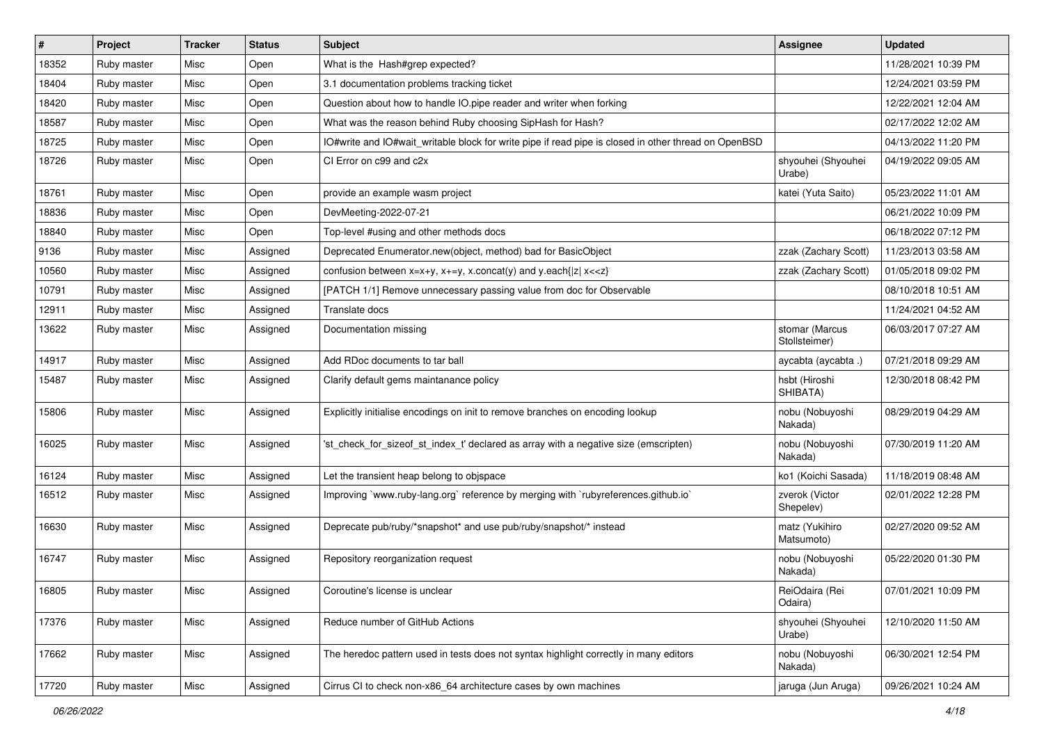| # | Project | Tracker | Status | Subject | Assignee | Updated |
|---|---|---|---|---|---|---|
| 18352 | Ruby master | Misc | Open | What is the  Hash#grep expected? | | 11/28/2021 10:39 PM |
| 18404 | Ruby master | Misc | Open | 3.1 documentation problems tracking ticket | | 12/24/2021 03:59 PM |
| 18420 | Ruby master | Misc | Open | Question about how to handle IO.pipe reader and writer when forking | | 12/22/2021 12:04 AM |
| 18587 | Ruby master | Misc | Open | What was the reason behind Ruby choosing SipHash for Hash? | | 02/17/2022 12:02 AM |
| 18725 | Ruby master | Misc | Open | IO#write and IO#wait_writable block for write pipe if read pipe is closed in other thread on OpenBSD | | 04/13/2022 11:20 PM |
| 18726 | Ruby master | Misc | Open | CI Error on c99 and c2x | shyouhei (Shyouhei Urabe) | 04/19/2022 09:05 AM |
| 18761 | Ruby master | Misc | Open | provide an example wasm project | katei (Yuta Saito) | 05/23/2022 11:01 AM |
| 18836 | Ruby master | Misc | Open | DevMeeting-2022-07-21 | | 06/21/2022 10:09 PM |
| 18840 | Ruby master | Misc | Open | Top-level #using and other methods docs | | 06/18/2022 07:12 PM |
| 9136 | Ruby master | Misc | Assigned | Deprecated Enumerator.new(object, method) bad for BasicObject | zzak (Zachary Scott) | 11/23/2013 03:58 AM |
| 10560 | Ruby master | Misc | Assigned | confusion between x=x+y, x+=y, x.concat(y) and y.each{\|z\| x<<z} | zzak (Zachary Scott) | 01/05/2018 09:02 PM |
| 10791 | Ruby master | Misc | Assigned | [PATCH 1/1] Remove unnecessary passing value from doc for Observable | | 08/10/2018 10:51 AM |
| 12911 | Ruby master | Misc | Assigned | Translate docs | | 11/24/2021 04:52 AM |
| 13622 | Ruby master | Misc | Assigned | Documentation missing | stomar (Marcus Stollsteimer) | 06/03/2017 07:27 AM |
| 14917 | Ruby master | Misc | Assigned | Add RDoc documents to tar ball | aycabta (aycabta .) | 07/21/2018 09:29 AM |
| 15487 | Ruby master | Misc | Assigned | Clarify default gems maintanance policy | hsbt (Hiroshi SHIBATA) | 12/30/2018 08:42 PM |
| 15806 | Ruby master | Misc | Assigned | Explicitly initialise encodings on init to remove branches on encoding lookup | nobu (Nobuyoshi Nakada) | 08/29/2019 04:29 AM |
| 16025 | Ruby master | Misc | Assigned | 'st_check_for_sizeof_st_index_t' declared as array with a negative size (emscripten) | nobu (Nobuyoshi Nakada) | 07/30/2019 11:20 AM |
| 16124 | Ruby master | Misc | Assigned | Let the transient heap belong to objspace | ko1 (Koichi Sasada) | 11/18/2019 08:48 AM |
| 16512 | Ruby master | Misc | Assigned | Improving `www.ruby-lang.org` reference by merging with `rubyreferences.github.io` | zverok (Victor Shepelev) | 02/01/2022 12:28 PM |
| 16630 | Ruby master | Misc | Assigned | Deprecate pub/ruby/*snapshot* and use pub/ruby/snapshot/* instead | matz (Yukihiro Matsumoto) | 02/27/2020 09:52 AM |
| 16747 | Ruby master | Misc | Assigned | Repository reorganization request | nobu (Nobuyoshi Nakada) | 05/22/2020 01:30 PM |
| 16805 | Ruby master | Misc | Assigned | Coroutine's license is unclear | ReiOdaira (Rei Odaira) | 07/01/2021 10:09 PM |
| 17376 | Ruby master | Misc | Assigned | Reduce number of GitHub Actions | shyouhei (Shyouhei Urabe) | 12/10/2020 11:50 AM |
| 17662 | Ruby master | Misc | Assigned | The heredoc pattern used in tests does not syntax highlight correctly in many editors | nobu (Nobuyoshi Nakada) | 06/30/2021 12:54 PM |
| 17720 | Ruby master | Misc | Assigned | Cirrus CI to check non-x86_64 architecture cases by own machines | jaruga (Jun Aruga) | 09/26/2021 10:24 AM |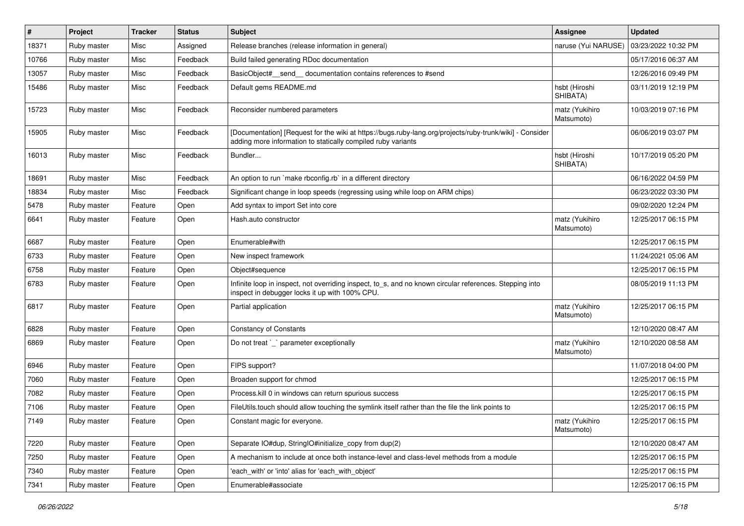| # | Project | Tracker | Status | Subject | Assignee | Updated |
|---|---|---|---|---|---|---|
| 18371 | Ruby master | Misc | Assigned | Release branches (release information in general) | naruse (Yui NARUSE) | 03/23/2022 10:32 PM |
| 10766 | Ruby master | Misc | Feedback | Build failed generating RDoc documentation | | 05/17/2016 06:37 AM |
| 13057 | Ruby master | Misc | Feedback | BasicObject#__send__ documentation contains references to #send | | 12/26/2016 09:49 PM |
| 15486 | Ruby master | Misc | Feedback | Default gems README.md | hsbt (Hiroshi SHIBATA) | 03/11/2019 12:19 PM |
| 15723 | Ruby master | Misc | Feedback | Reconsider numbered parameters | matz (Yukihiro Matsumoto) | 10/03/2019 07:16 PM |
| 15905 | Ruby master | Misc | Feedback | [Documentation] [Request for the wiki at https://bugs.ruby-lang.org/projects/ruby-trunk/wiki] - Consider adding more information to statically compiled ruby variants | | 06/06/2019 03:07 PM |
| 16013 | Ruby master | Misc | Feedback | Bundler... | hsbt (Hiroshi SHIBATA) | 10/17/2019 05:20 PM |
| 18691 | Ruby master | Misc | Feedback | An option to run `make rbconfig.rb` in a different directory | | 06/16/2022 04:59 PM |
| 18834 | Ruby master | Misc | Feedback | Significant change in loop speeds (regressing using while loop on ARM chips) | | 06/23/2022 03:30 PM |
| 5478 | Ruby master | Feature | Open | Add syntax to import Set into core | | 09/02/2020 12:24 PM |
| 6641 | Ruby master | Feature | Open | Hash.auto constructor | matz (Yukihiro Matsumoto) | 12/25/2017 06:15 PM |
| 6687 | Ruby master | Feature | Open | Enumerable#with | | 12/25/2017 06:15 PM |
| 6733 | Ruby master | Feature | Open | New inspect framework | | 11/24/2021 05:06 AM |
| 6758 | Ruby master | Feature | Open | Object#sequence | | 12/25/2017 06:15 PM |
| 6783 | Ruby master | Feature | Open | Infinite loop in inspect, not overriding inspect, to_s, and no known circular references. Stepping into inspect in debugger locks it up with 100% CPU. | | 08/05/2019 11:13 PM |
| 6817 | Ruby master | Feature | Open | Partial application | matz (Yukihiro Matsumoto) | 12/25/2017 06:15 PM |
| 6828 | Ruby master | Feature | Open | Constancy of Constants | | 12/10/2020 08:47 AM |
| 6869 | Ruby master | Feature | Open | Do not treat `_` parameter exceptionally | matz (Yukihiro Matsumoto) | 12/10/2020 08:58 AM |
| 6946 | Ruby master | Feature | Open | FIPS support? | | 11/07/2018 04:00 PM |
| 7060 | Ruby master | Feature | Open | Broaden support for chmod | | 12/25/2017 06:15 PM |
| 7082 | Ruby master | Feature | Open | Process.kill 0 in windows can return spurious success | | 12/25/2017 06:15 PM |
| 7106 | Ruby master | Feature | Open | FileUtils.touch should allow touching the symlink itself rather than the file the link points to | | 12/25/2017 06:15 PM |
| 7149 | Ruby master | Feature | Open | Constant magic for everyone. | matz (Yukihiro Matsumoto) | 12/25/2017 06:15 PM |
| 7220 | Ruby master | Feature | Open | Separate IO#dup, StringIO#initialize_copy from dup(2) | | 12/10/2020 08:47 AM |
| 7250 | Ruby master | Feature | Open | A mechanism to include at once both instance-level and class-level methods from a module | | 12/25/2017 06:15 PM |
| 7340 | Ruby master | Feature | Open | 'each_with' or 'into' alias for 'each_with_object' | | 12/25/2017 06:15 PM |
| 7341 | Ruby master | Feature | Open | Enumerable#associate | | 12/25/2017 06:15 PM |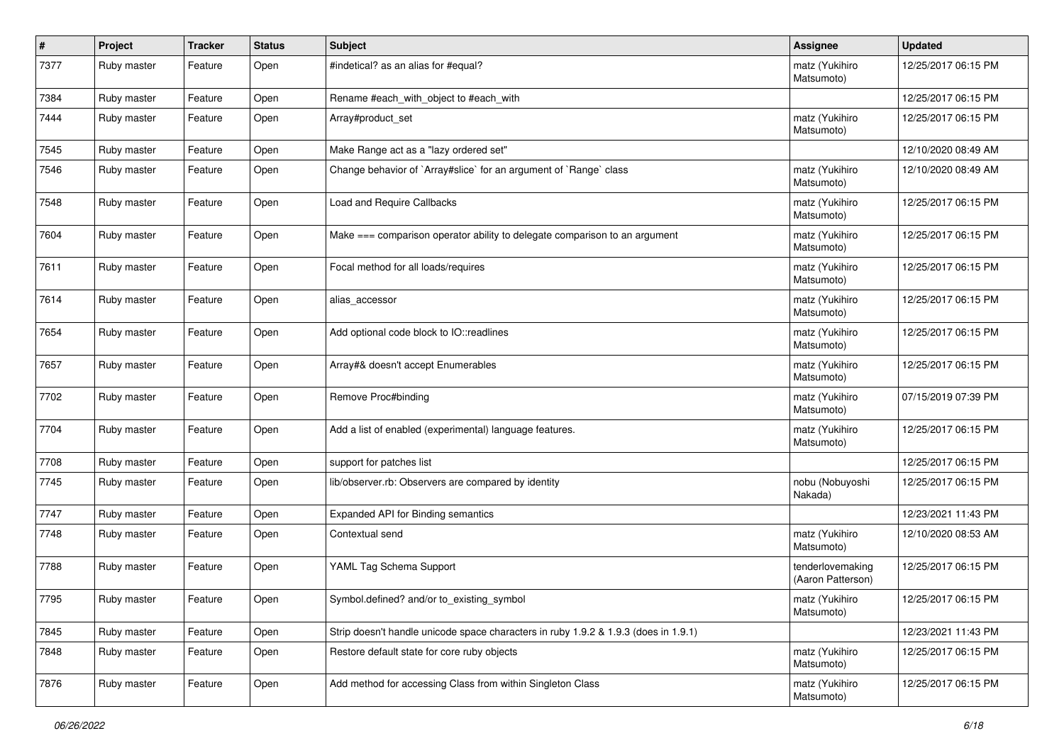| # | Project | Tracker | Status | Subject | Assignee | Updated |
| --- | --- | --- | --- | --- | --- | --- |
| 7377 | Ruby master | Feature | Open | #indetical? as an alias for #equal? | matz (Yukihiro Matsumoto) | 12/25/2017 06:15 PM |
| 7384 | Ruby master | Feature | Open | Rename #each_with_object to #each_with | | 12/25/2017 06:15 PM |
| 7444 | Ruby master | Feature | Open | Array#product_set | matz (Yukihiro Matsumoto) | 12/25/2017 06:15 PM |
| 7545 | Ruby master | Feature | Open | Make Range act as a "lazy ordered set" | | 12/10/2020 08:49 AM |
| 7546 | Ruby master | Feature | Open | Change behavior of `Array#slice` for an argument of `Range` class | matz (Yukihiro Matsumoto) | 12/10/2020 08:49 AM |
| 7548 | Ruby master | Feature | Open | Load and Require Callbacks | matz (Yukihiro Matsumoto) | 12/25/2017 06:15 PM |
| 7604 | Ruby master | Feature | Open | Make === comparison operator ability to delegate comparison to an argument | matz (Yukihiro Matsumoto) | 12/25/2017 06:15 PM |
| 7611 | Ruby master | Feature | Open | Focal method for all loads/requires | matz (Yukihiro Matsumoto) | 12/25/2017 06:15 PM |
| 7614 | Ruby master | Feature | Open | alias_accessor | matz (Yukihiro Matsumoto) | 12/25/2017 06:15 PM |
| 7654 | Ruby master | Feature | Open | Add optional code block to IO::readlines | matz (Yukihiro Matsumoto) | 12/25/2017 06:15 PM |
| 7657 | Ruby master | Feature | Open | Array#& doesn't accept Enumerables | matz (Yukihiro Matsumoto) | 12/25/2017 06:15 PM |
| 7702 | Ruby master | Feature | Open | Remove Proc#binding | matz (Yukihiro Matsumoto) | 07/15/2019 07:39 PM |
| 7704 | Ruby master | Feature | Open | Add a list of enabled (experimental) language features. | matz (Yukihiro Matsumoto) | 12/25/2017 06:15 PM |
| 7708 | Ruby master | Feature | Open | support for patches list | | 12/25/2017 06:15 PM |
| 7745 | Ruby master | Feature | Open | lib/observer.rb: Observers are compared by identity | nobu (Nobuyoshi Nakada) | 12/25/2017 06:15 PM |
| 7747 | Ruby master | Feature | Open | Expanded API for Binding semantics | | 12/23/2021 11:43 PM |
| 7748 | Ruby master | Feature | Open | Contextual send | matz (Yukihiro Matsumoto) | 12/10/2020 08:53 AM |
| 7788 | Ruby master | Feature | Open | YAML Tag Schema Support | tenderlovemaking (Aaron Patterson) | 12/25/2017 06:15 PM |
| 7795 | Ruby master | Feature | Open | Symbol.defined? and/or to_existing_symbol | matz (Yukihiro Matsumoto) | 12/25/2017 06:15 PM |
| 7845 | Ruby master | Feature | Open | Strip doesn't handle unicode space characters in ruby 1.9.2 & 1.9.3 (does in 1.9.1) | | 12/23/2021 11:43 PM |
| 7848 | Ruby master | Feature | Open | Restore default state for core ruby objects | matz (Yukihiro Matsumoto) | 12/25/2017 06:15 PM |
| 7876 | Ruby master | Feature | Open | Add method for accessing Class from within Singleton Class | matz (Yukihiro Matsumoto) | 12/25/2017 06:15 PM |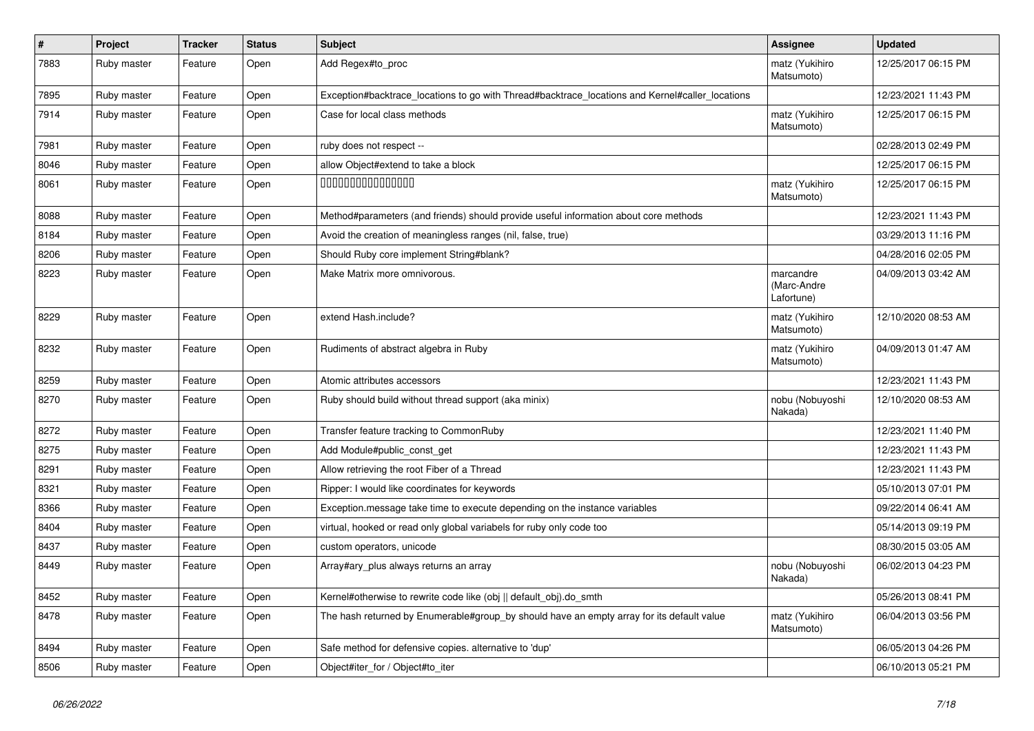| # | Project | Tracker | Status | Subject | Assignee | Updated |
| --- | --- | --- | --- | --- | --- | --- |
| 7883 | Ruby master | Feature | Open | Add Regex#to_proc | matz (Yukihiro Matsumoto) | 12/25/2017 06:15 PM |
| 7895 | Ruby master | Feature | Open | Exception#backtrace_locations to go with Thread#backtrace_locations and Kernel#caller_locations | | 12/23/2021 11:43 PM |
| 7914 | Ruby master | Feature | Open | Case for local class methods | matz (Yukihiro Matsumoto) | 12/25/2017 06:15 PM |
| 7981 | Ruby master | Feature | Open | ruby does not respect -- | | 02/28/2013 02:49 PM |
| 8046 | Ruby master | Feature | Open | allow Object#extend to take a block | | 12/25/2017 06:15 PM |
| 8061 | Ruby master | Feature | Open | 0000000000000000 | matz (Yukihiro Matsumoto) | 12/25/2017 06:15 PM |
| 8088 | Ruby master | Feature | Open | Method#parameters (and friends) should provide useful information about core methods | | 12/23/2021 11:43 PM |
| 8184 | Ruby master | Feature | Open | Avoid the creation of meaningless ranges (nil, false, true) | | 03/29/2013 11:16 PM |
| 8206 | Ruby master | Feature | Open | Should Ruby core implement String#blank? | | 04/28/2016 02:05 PM |
| 8223 | Ruby master | Feature | Open | Make Matrix more omnivorous. | marcandre (Marc-Andre Lafortune) | 04/09/2013 03:42 AM |
| 8229 | Ruby master | Feature | Open | extend Hash.include? | matz (Yukihiro Matsumoto) | 12/10/2020 08:53 AM |
| 8232 | Ruby master | Feature | Open | Rudiments of abstract algebra in Ruby | matz (Yukihiro Matsumoto) | 04/09/2013 01:47 AM |
| 8259 | Ruby master | Feature | Open | Atomic attributes accessors | | 12/23/2021 11:43 PM |
| 8270 | Ruby master | Feature | Open | Ruby should build without thread support (aka minix) | nobu (Nobuyoshi Nakada) | 12/10/2020 08:53 AM |
| 8272 | Ruby master | Feature | Open | Transfer feature tracking to CommonRuby | | 12/23/2021 11:40 PM |
| 8275 | Ruby master | Feature | Open | Add Module#public_const_get | | 12/23/2021 11:43 PM |
| 8291 | Ruby master | Feature | Open | Allow retrieving the root Fiber of a Thread | | 12/23/2021 11:43 PM |
| 8321 | Ruby master | Feature | Open | Ripper: I would like coordinates for keywords | | 05/10/2013 07:01 PM |
| 8366 | Ruby master | Feature | Open | Exception.message take time to execute depending on the instance variables | | 09/22/2014 06:41 AM |
| 8404 | Ruby master | Feature | Open | virtual, hooked or read only global variabels for ruby only code too | | 05/14/2013 09:19 PM |
| 8437 | Ruby master | Feature | Open | custom operators, unicode | | 08/30/2015 03:05 AM |
| 8449 | Ruby master | Feature | Open | Array#ary_plus always returns an array | nobu (Nobuyoshi Nakada) | 06/02/2013 04:23 PM |
| 8452 | Ruby master | Feature | Open | Kernel#otherwise to rewrite code like (obj \|\| default_obj).do_smth | | 05/26/2013 08:41 PM |
| 8478 | Ruby master | Feature | Open | The hash returned by Enumerable#group_by should have an empty array for its default value | matz (Yukihiro Matsumoto) | 06/04/2013 03:56 PM |
| 8494 | Ruby master | Feature | Open | Safe method for defensive copies. alternative to 'dup' | | 06/05/2013 04:26 PM |
| 8506 | Ruby master | Feature | Open | Object#iter_for / Object#to_iter | | 06/10/2013 05:21 PM |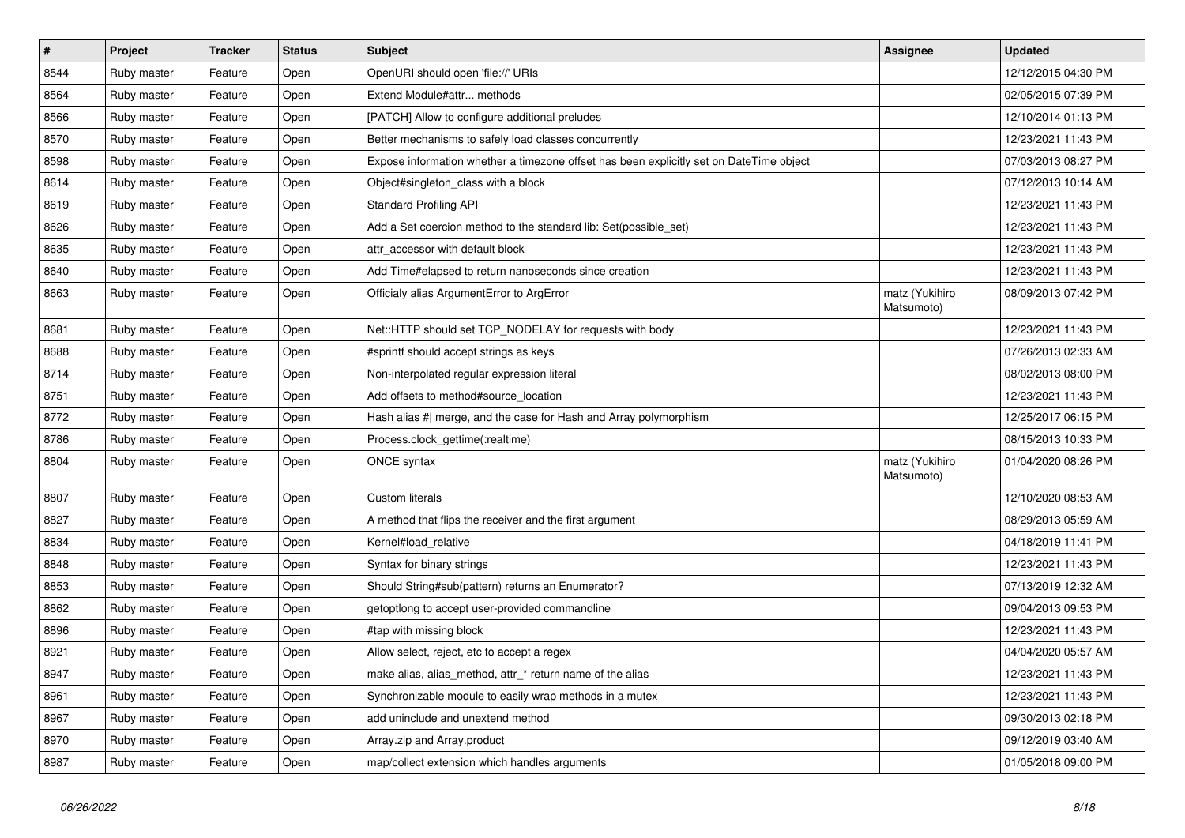| # | Project | Tracker | Status | Subject | Assignee | Updated |
|---|---|---|---|---|---|---|
| 8544 | Ruby master | Feature | Open | OpenURI should open 'file://' URIs | | 12/12/2015 04:30 PM |
| 8564 | Ruby master | Feature | Open | Extend Module#attr... methods | | 02/05/2015 07:39 PM |
| 8566 | Ruby master | Feature | Open | [PATCH] Allow to configure additional preludes | | 12/10/2014 01:13 PM |
| 8570 | Ruby master | Feature | Open | Better mechanisms to safely load classes concurrently | | 12/23/2021 11:43 PM |
| 8598 | Ruby master | Feature | Open | Expose information whether a timezone offset has been explicitly set on DateTime object | | 07/03/2013 08:27 PM |
| 8614 | Ruby master | Feature | Open | Object#singleton_class with a block | | 07/12/2013 10:14 AM |
| 8619 | Ruby master | Feature | Open | Standard Profiling API | | 12/23/2021 11:43 PM |
| 8626 | Ruby master | Feature | Open | Add a Set coercion method to the standard lib: Set(possible_set) | | 12/23/2021 11:43 PM |
| 8635 | Ruby master | Feature | Open | attr_accessor with default block | | 12/23/2021 11:43 PM |
| 8640 | Ruby master | Feature | Open | Add Time#elapsed to return nanoseconds since creation | | 12/23/2021 11:43 PM |
| 8663 | Ruby master | Feature | Open | Officialy alias ArgumentError to ArgError | matz (Yukihiro Matsumoto) | 08/09/2013 07:42 PM |
| 8681 | Ruby master | Feature | Open | Net::HTTP should set TCP_NODELAY for requests with body | | 12/23/2021 11:43 PM |
| 8688 | Ruby master | Feature | Open | #sprintf should accept strings as keys | | 07/26/2013 02:33 AM |
| 8714 | Ruby master | Feature | Open | Non-interpolated regular expression literal | | 08/02/2013 08:00 PM |
| 8751 | Ruby master | Feature | Open | Add offsets to method#source_location | | 12/23/2021 11:43 PM |
| 8772 | Ruby master | Feature | Open | Hash alias #\| merge, and the case for Hash and Array polymorphism | | 12/25/2017 06:15 PM |
| 8786 | Ruby master | Feature | Open | Process.clock_gettime(:realtime) | | 08/15/2013 10:33 PM |
| 8804 | Ruby master | Feature | Open | ONCE syntax | matz (Yukihiro Matsumoto) | 01/04/2020 08:26 PM |
| 8807 | Ruby master | Feature | Open | Custom literals | | 12/10/2020 08:53 AM |
| 8827 | Ruby master | Feature | Open | A method that flips the receiver and the first argument | | 08/29/2013 05:59 AM |
| 8834 | Ruby master | Feature | Open | Kernel#load_relative | | 04/18/2019 11:41 PM |
| 8848 | Ruby master | Feature | Open | Syntax for binary strings | | 12/23/2021 11:43 PM |
| 8853 | Ruby master | Feature | Open | Should String#sub(pattern) returns an Enumerator? | | 07/13/2019 12:32 AM |
| 8862 | Ruby master | Feature | Open | getoptlong to accept user-provided commandline | | 09/04/2013 09:53 PM |
| 8896 | Ruby master | Feature | Open | #tap with missing block | | 12/23/2021 11:43 PM |
| 8921 | Ruby master | Feature | Open | Allow select, reject, etc to accept a regex | | 04/04/2020 05:57 AM |
| 8947 | Ruby master | Feature | Open | make alias, alias_method, attr_* return name of the alias | | 12/23/2021 11:43 PM |
| 8961 | Ruby master | Feature | Open | Synchronizable module to easily wrap methods in a mutex | | 12/23/2021 11:43 PM |
| 8967 | Ruby master | Feature | Open | add uninclude and unextend method | | 09/30/2013 02:18 PM |
| 8970 | Ruby master | Feature | Open | Array.zip and Array.product | | 09/12/2019 03:40 AM |
| 8987 | Ruby master | Feature | Open | map/collect extension which handles arguments | | 01/05/2018 09:00 PM |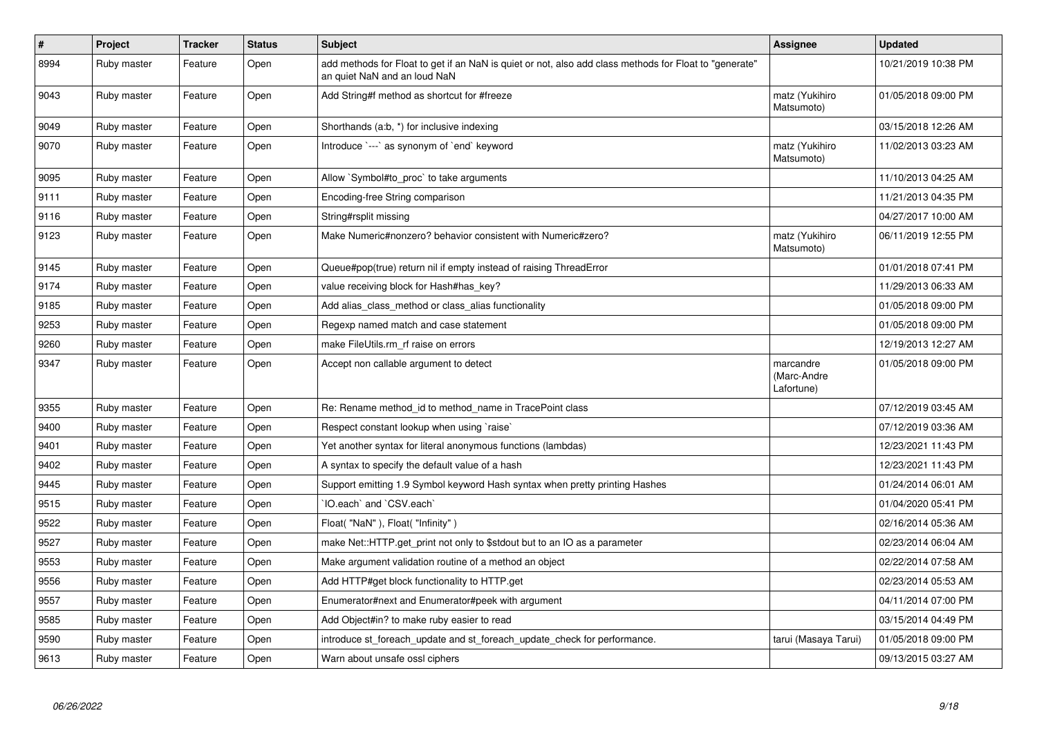| # | Project | Tracker | Status | Subject | Assignee | Updated |
| --- | --- | --- | --- | --- | --- | --- |
| 8994 | Ruby master | Feature | Open | add methods for Float to get if an NaN is quiet or not, also add class methods for Float to "generate" an quiet NaN and an loud NaN | | 10/21/2019 10:38 PM |
| 9043 | Ruby master | Feature | Open | Add String#f method as shortcut for #freeze | matz (Yukihiro Matsumoto) | 01/05/2018 09:00 PM |
| 9049 | Ruby master | Feature | Open | Shorthands (a:b, *) for inclusive indexing | | 03/15/2018 12:26 AM |
| 9070 | Ruby master | Feature | Open | Introduce `---` as synonym of `end` keyword | matz (Yukihiro Matsumoto) | 11/02/2013 03:23 AM |
| 9095 | Ruby master | Feature | Open | Allow `Symbol#to_proc` to take arguments | | 11/10/2013 04:25 AM |
| 9111 | Ruby master | Feature | Open | Encoding-free String comparison | | 11/21/2013 04:35 PM |
| 9116 | Ruby master | Feature | Open | String#rsplit missing | | 04/27/2017 10:00 AM |
| 9123 | Ruby master | Feature | Open | Make Numeric#nonzero? behavior consistent with Numeric#zero? | matz (Yukihiro Matsumoto) | 06/11/2019 12:55 PM |
| 9145 | Ruby master | Feature | Open | Queue#pop(true) return nil if empty instead of raising ThreadError | | 01/01/2018 07:41 PM |
| 9174 | Ruby master | Feature | Open | value receiving block for Hash#has_key? | | 11/29/2013 06:33 AM |
| 9185 | Ruby master | Feature | Open | Add alias_class_method or class_alias functionality | | 01/05/2018 09:00 PM |
| 9253 | Ruby master | Feature | Open | Regexp named match and case statement | | 01/05/2018 09:00 PM |
| 9260 | Ruby master | Feature | Open | make FileUtils.rm_rf raise on errors | | 12/19/2013 12:27 AM |
| 9347 | Ruby master | Feature | Open | Accept non callable argument to detect | marcandre (Marc-Andre Lafortune) | 01/05/2018 09:00 PM |
| 9355 | Ruby master | Feature | Open | Re: Rename method_id to method_name in TracePoint class | | 07/12/2019 03:45 AM |
| 9400 | Ruby master | Feature | Open | Respect constant lookup when using `raise` | | 07/12/2019 03:36 AM |
| 9401 | Ruby master | Feature | Open | Yet another syntax for literal anonymous functions (lambdas) | | 12/23/2021 11:43 PM |
| 9402 | Ruby master | Feature | Open | A syntax to specify the default value of a hash | | 12/23/2021 11:43 PM |
| 9445 | Ruby master | Feature | Open | Support emitting 1.9 Symbol keyword Hash syntax when pretty printing Hashes | | 01/24/2014 06:01 AM |
| 9515 | Ruby master | Feature | Open | `IO.each` and `CSV.each` | | 01/04/2020 05:41 PM |
| 9522 | Ruby master | Feature | Open | Float( "NaN" ), Float( "Infinity" ) | | 02/16/2014 05:36 AM |
| 9527 | Ruby master | Feature | Open | make Net::HTTP.get_print not only to $stdout but to an IO as a parameter | | 02/23/2014 06:04 AM |
| 9553 | Ruby master | Feature | Open | Make argument validation routine of a method an object | | 02/22/2014 07:58 AM |
| 9556 | Ruby master | Feature | Open | Add HTTP#get block functionality to HTTP.get | | 02/23/2014 05:53 AM |
| 9557 | Ruby master | Feature | Open | Enumerator#next and Enumerator#peek with argument | | 04/11/2014 07:00 PM |
| 9585 | Ruby master | Feature | Open | Add Object#in? to make ruby easier to read | | 03/15/2014 04:49 PM |
| 9590 | Ruby master | Feature | Open | introduce st_foreach_update and st_foreach_update_check for performance. | tarui (Masaya Tarui) | 01/05/2018 09:00 PM |
| 9613 | Ruby master | Feature | Open | Warn about unsafe ossl ciphers | | 09/13/2015 03:27 AM |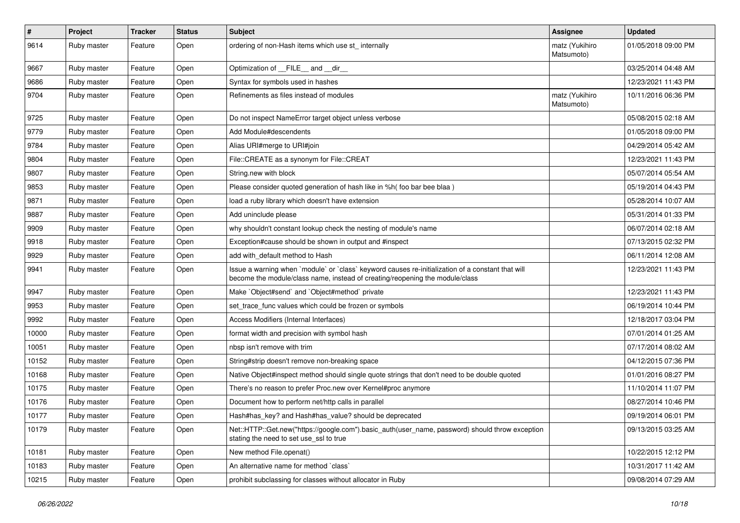| # | Project | Tracker | Status | Subject | Assignee | Updated |
|---|---|---|---|---|---|---|
| 9614 | Ruby master | Feature | Open | ordering of non-Hash items which use st_ internally | matz (Yukihiro Matsumoto) | 01/05/2018 09:00 PM |
| 9667 | Ruby master | Feature | Open | Optimization of __FILE__ and __dir__ | | 03/25/2014 04:48 AM |
| 9686 | Ruby master | Feature | Open | Syntax for symbols used in hashes | | 12/23/2021 11:43 PM |
| 9704 | Ruby master | Feature | Open | Refinements as files instead of modules | matz (Yukihiro Matsumoto) | 10/11/2016 06:36 PM |
| 9725 | Ruby master | Feature | Open | Do not inspect NameError target object unless verbose | | 05/08/2015 02:18 AM |
| 9779 | Ruby master | Feature | Open | Add Module#descendents | | 01/05/2018 09:00 PM |
| 9784 | Ruby master | Feature | Open | Alias URI#merge to URI#join | | 04/29/2014 05:42 AM |
| 9804 | Ruby master | Feature | Open | File::CREATE as a synonym for File::CREAT | | 12/23/2021 11:43 PM |
| 9807 | Ruby master | Feature | Open | String.new with block | | 05/07/2014 05:54 AM |
| 9853 | Ruby master | Feature | Open | Please consider quoted generation of hash like in %h( foo bar bee blaa ) | | 05/19/2014 04:43 PM |
| 9871 | Ruby master | Feature | Open | load a ruby library which doesn't have extension | | 05/28/2014 10:07 AM |
| 9887 | Ruby master | Feature | Open | Add uninclude please | | 05/31/2014 01:33 PM |
| 9909 | Ruby master | Feature | Open | why shouldn't constant lookup check the nesting of module's name | | 06/07/2014 02:18 AM |
| 9918 | Ruby master | Feature | Open | Exception#cause should be shown in output and #inspect | | 07/13/2015 02:32 PM |
| 9929 | Ruby master | Feature | Open | add with_default method to Hash | | 06/11/2014 12:08 AM |
| 9941 | Ruby master | Feature | Open | Issue a warning when `module` or `class` keyword causes re-initialization of a constant that will become the module/class name, instead of creating/reopening the module/class | | 12/23/2021 11:43 PM |
| 9947 | Ruby master | Feature | Open | Make `Object#send` and `Object#method` private | | 12/23/2021 11:43 PM |
| 9953 | Ruby master | Feature | Open | set_trace_func values which could be frozen or symbols | | 06/19/2014 10:44 PM |
| 9992 | Ruby master | Feature | Open | Access Modifiers (Internal Interfaces) | | 12/18/2017 03:04 PM |
| 10000 | Ruby master | Feature | Open | format width and precision with symbol hash | | 07/01/2014 01:25 AM |
| 10051 | Ruby master | Feature | Open | nbsp isn't remove with trim | | 07/17/2014 08:02 AM |
| 10152 | Ruby master | Feature | Open | String#strip doesn't remove non-breaking space | | 04/12/2015 07:36 PM |
| 10168 | Ruby master | Feature | Open | Native Object#inspect method should single quote strings that don't need to be double quoted | | 01/01/2016 08:27 PM |
| 10175 | Ruby master | Feature | Open | There's no reason to prefer Proc.new over Kernel#proc anymore | | 11/10/2014 11:07 PM |
| 10176 | Ruby master | Feature | Open | Document how to perform net/http calls in parallel | | 08/27/2014 10:46 PM |
| 10177 | Ruby master | Feature | Open | Hash#has_key? and Hash#has_value? should be deprecated | | 09/19/2014 06:01 PM |
| 10179 | Ruby master | Feature | Open | Net::HTTP::Get.new("https://google.com").basic_auth(user_name, password) should throw exception stating the need to set use_ssl to true | | 09/13/2015 03:25 AM |
| 10181 | Ruby master | Feature | Open | New method File.openat() | | 10/22/2015 12:12 PM |
| 10183 | Ruby master | Feature | Open | An alternative name for method `class` | | 10/31/2017 11:42 AM |
| 10215 | Ruby master | Feature | Open | prohibit subclassing for classes without allocator in Ruby | | 09/08/2014 07:29 AM |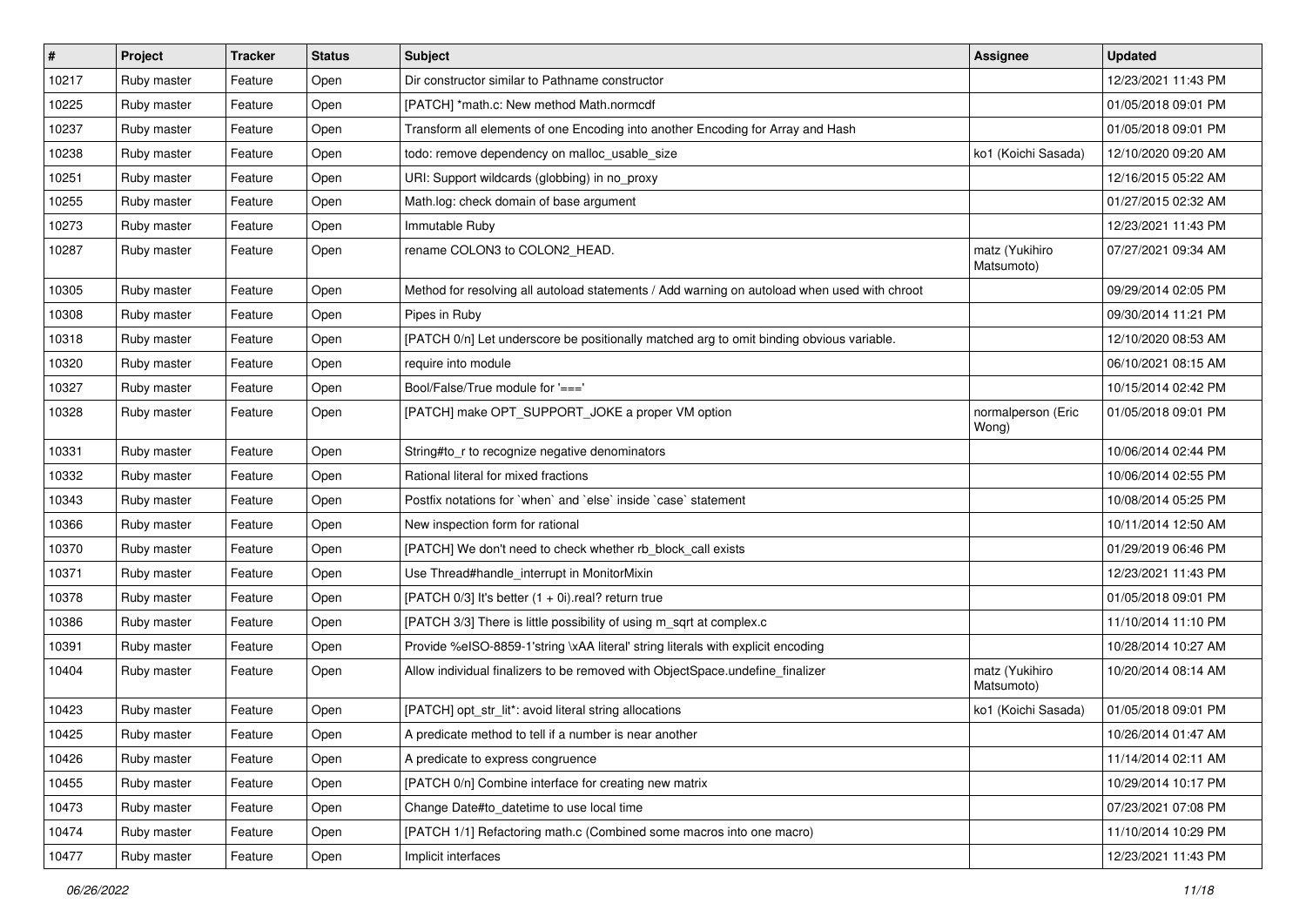| # | Project | Tracker | Status | Subject | Assignee | Updated |
|---|---|---|---|---|---|---|
| 10217 | Ruby master | Feature | Open | Dir constructor similar to Pathname constructor | | 12/23/2021 11:43 PM |
| 10225 | Ruby master | Feature | Open | [PATCH] *math.c: New method Math.normcdf | | 01/05/2018 09:01 PM |
| 10237 | Ruby master | Feature | Open | Transform all elements of one Encoding into another Encoding for Array and Hash | | 01/05/2018 09:01 PM |
| 10238 | Ruby master | Feature | Open | todo: remove dependency on malloc_usable_size | ko1 (Koichi Sasada) | 12/10/2020 09:20 AM |
| 10251 | Ruby master | Feature | Open | URI: Support wildcards (globbing) in no_proxy | | 12/16/2015 05:22 AM |
| 10255 | Ruby master | Feature | Open | Math.log: check domain of base argument | | 01/27/2015 02:32 AM |
| 10273 | Ruby master | Feature | Open | Immutable Ruby | | 12/23/2021 11:43 PM |
| 10287 | Ruby master | Feature | Open | rename COLON3 to COLON2_HEAD. | matz (Yukihiro Matsumoto) | 07/27/2021 09:34 AM |
| 10305 | Ruby master | Feature | Open | Method for resolving all autoload statements / Add warning on autoload when used with chroot | | 09/29/2014 02:05 PM |
| 10308 | Ruby master | Feature | Open | Pipes in Ruby | | 09/30/2014 11:21 PM |
| 10318 | Ruby master | Feature | Open | [PATCH 0/n] Let underscore be positionally matched arg to omit binding obvious variable. | | 12/10/2020 08:53 AM |
| 10320 | Ruby master | Feature | Open | require into module | | 06/10/2021 08:15 AM |
| 10327 | Ruby master | Feature | Open | Bool/False/True module for '===' | | 10/15/2014 02:42 PM |
| 10328 | Ruby master | Feature | Open | [PATCH] make OPT_SUPPORT_JOKE a proper VM option | normalperson (Eric Wong) | 01/05/2018 09:01 PM |
| 10331 | Ruby master | Feature | Open | String#to_r to recognize negative denominators | | 10/06/2014 02:44 PM |
| 10332 | Ruby master | Feature | Open | Rational literal for mixed fractions | | 10/06/2014 02:55 PM |
| 10343 | Ruby master | Feature | Open | Postfix notations for `when` and `else` inside `case` statement | | 10/08/2014 05:25 PM |
| 10366 | Ruby master | Feature | Open | New inspection form for rational | | 10/11/2014 12:50 AM |
| 10370 | Ruby master | Feature | Open | [PATCH] We don't need to check whether rb_block_call exists | | 01/29/2019 06:46 PM |
| 10371 | Ruby master | Feature | Open | Use Thread#handle_interrupt in MonitorMixin | | 12/23/2021 11:43 PM |
| 10378 | Ruby master | Feature | Open | [PATCH 0/3] It's better (1 + 0i).real? return true | | 01/05/2018 09:01 PM |
| 10386 | Ruby master | Feature | Open | [PATCH 3/3] There is little possibility of using m_sqrt at complex.c | | 11/10/2014 11:10 PM |
| 10391 | Ruby master | Feature | Open | Provide %eISO-8859-1'string \xAA literal' string literals with explicit encoding | | 10/28/2014 10:27 AM |
| 10404 | Ruby master | Feature | Open | Allow individual finalizers to be removed with ObjectSpace.undefine_finalizer | matz (Yukihiro Matsumoto) | 10/20/2014 08:14 AM |
| 10423 | Ruby master | Feature | Open | [PATCH] opt_str_lit*: avoid literal string allocations | ko1 (Koichi Sasada) | 01/05/2018 09:01 PM |
| 10425 | Ruby master | Feature | Open | A predicate method to tell if a number is near another | | 10/26/2014 01:47 AM |
| 10426 | Ruby master | Feature | Open | A predicate to express congruence | | 11/14/2014 02:11 AM |
| 10455 | Ruby master | Feature | Open | [PATCH 0/n] Combine interface for creating new matrix | | 10/29/2014 10:17 PM |
| 10473 | Ruby master | Feature | Open | Change Date#to_datetime to use local time | | 07/23/2021 07:08 PM |
| 10474 | Ruby master | Feature | Open | [PATCH 1/1] Refactoring math.c (Combined some macros into one macro) | | 11/10/2014 10:29 PM |
| 10477 | Ruby master | Feature | Open | Implicit interfaces | | 12/23/2021 11:43 PM |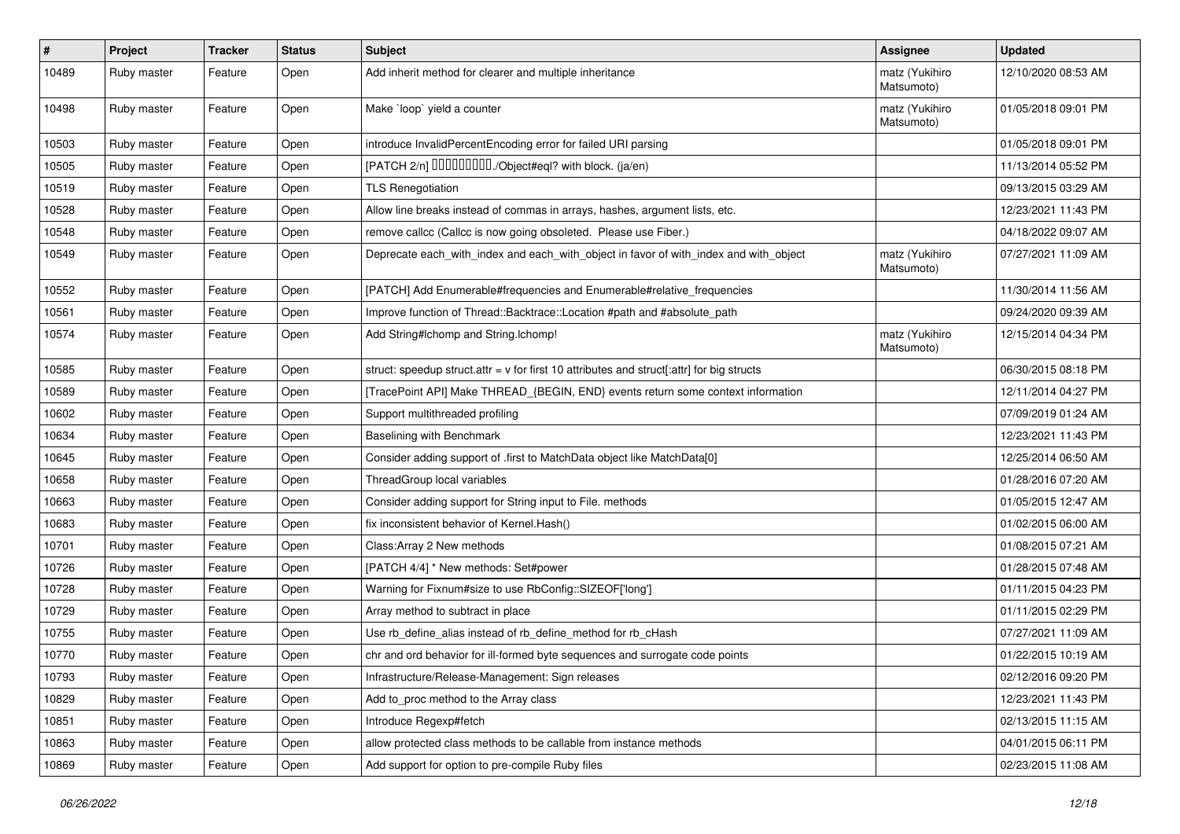| # | Project | Tracker | Status | Subject | Assignee | Updated |
|---|---|---|---|---|---|---|
| 10489 | Ruby master | Feature | Open | Add inherit method for clearer and multiple inheritance | matz (Yukihiro Matsumoto) | 12/10/2020 08:53 AM |
| 10498 | Ruby master | Feature | Open | Make `loop` yield a counter | matz (Yukihiro Matsumoto) | 01/05/2018 09:01 PM |
| 10503 | Ruby master | Feature | Open | introduce InvalidPercentEncoding error for failed URI parsing | | 01/05/2018 09:01 PM |
| 10505 | Ruby master | Feature | Open | [PATCH 2/n] 同値性を判定するためのブロック./Object#eql? with block. (ja/en) | | 11/13/2014 05:52 PM |
| 10519 | Ruby master | Feature | Open | TLS Renegotiation | | 09/13/2015 03:29 AM |
| 10528 | Ruby master | Feature | Open | Allow line breaks instead of commas in arrays, hashes, argument lists, etc. | | 12/23/2021 11:43 PM |
| 10548 | Ruby master | Feature | Open | remove callcc (Callcc is now going obsoleted. Please use Fiber.) | | 04/18/2022 09:07 AM |
| 10549 | Ruby master | Feature | Open | Deprecate each_with_index and each_with_object in favor of with_index and with_object | matz (Yukihiro Matsumoto) | 07/27/2021 11:09 AM |
| 10552 | Ruby master | Feature | Open | [PATCH] Add Enumerable#frequencies and Enumerable#relative_frequencies | | 11/30/2014 11:56 AM |
| 10561 | Ruby master | Feature | Open | Improve function of Thread::Backtrace::Location #path and #absolute_path | | 09/24/2020 09:39 AM |
| 10574 | Ruby master | Feature | Open | Add String#lchomp and String.lchomp! | matz (Yukihiro Matsumoto) | 12/15/2014 04:34 PM |
| 10585 | Ruby master | Feature | Open | struct: speedup struct.attr = v for first 10 attributes and struct[:attr] for big structs | | 06/30/2015 08:18 PM |
| 10589 | Ruby master | Feature | Open | [TracePoint API] Make THREAD_{BEGIN, END} events return some context information | | 12/11/2014 04:27 PM |
| 10602 | Ruby master | Feature | Open | Support multithreaded profiling | | 07/09/2019 01:24 AM |
| 10634 | Ruby master | Feature | Open | Baselining with Benchmark | | 12/23/2021 11:43 PM |
| 10645 | Ruby master | Feature | Open | Consider adding support of .first to MatchData object like MatchData[0] | | 12/25/2014 06:50 AM |
| 10658 | Ruby master | Feature | Open | ThreadGroup local variables | | 01/28/2016 07:20 AM |
| 10663 | Ruby master | Feature | Open | Consider adding support for String input to File. methods | | 01/05/2015 12:47 AM |
| 10683 | Ruby master | Feature | Open | fix inconsistent behavior of Kernel.Hash() | | 01/02/2015 06:00 AM |
| 10701 | Ruby master | Feature | Open | Class:Array 2 New methods | | 01/08/2015 07:21 AM |
| 10726 | Ruby master | Feature | Open | [PATCH 4/4] * New methods: Set#power | | 01/28/2015 07:48 AM |
| 10728 | Ruby master | Feature | Open | Warning for Fixnum#size to use RbConfig::SIZEOF['long'] | | 01/11/2015 04:23 PM |
| 10729 | Ruby master | Feature | Open | Array method to subtract in place | | 01/11/2015 02:29 PM |
| 10755 | Ruby master | Feature | Open | Use rb_define_alias instead of rb_define_method for rb_cHash | | 07/27/2021 11:09 AM |
| 10770 | Ruby master | Feature | Open | chr and ord behavior for ill-formed byte sequences and surrogate code points | | 01/22/2015 10:19 AM |
| 10793 | Ruby master | Feature | Open | Infrastructure/Release-Management: Sign releases | | 02/12/2016 09:20 PM |
| 10829 | Ruby master | Feature | Open | Add to_proc method to the Array class | | 12/23/2021 11:43 PM |
| 10851 | Ruby master | Feature | Open | Introduce Regexp#fetch | | 02/13/2015 11:15 AM |
| 10863 | Ruby master | Feature | Open | allow protected class methods to be callable from instance methods | | 04/01/2015 06:11 PM |
| 10869 | Ruby master | Feature | Open | Add support for option to pre-compile Ruby files | | 02/23/2015 11:08 AM |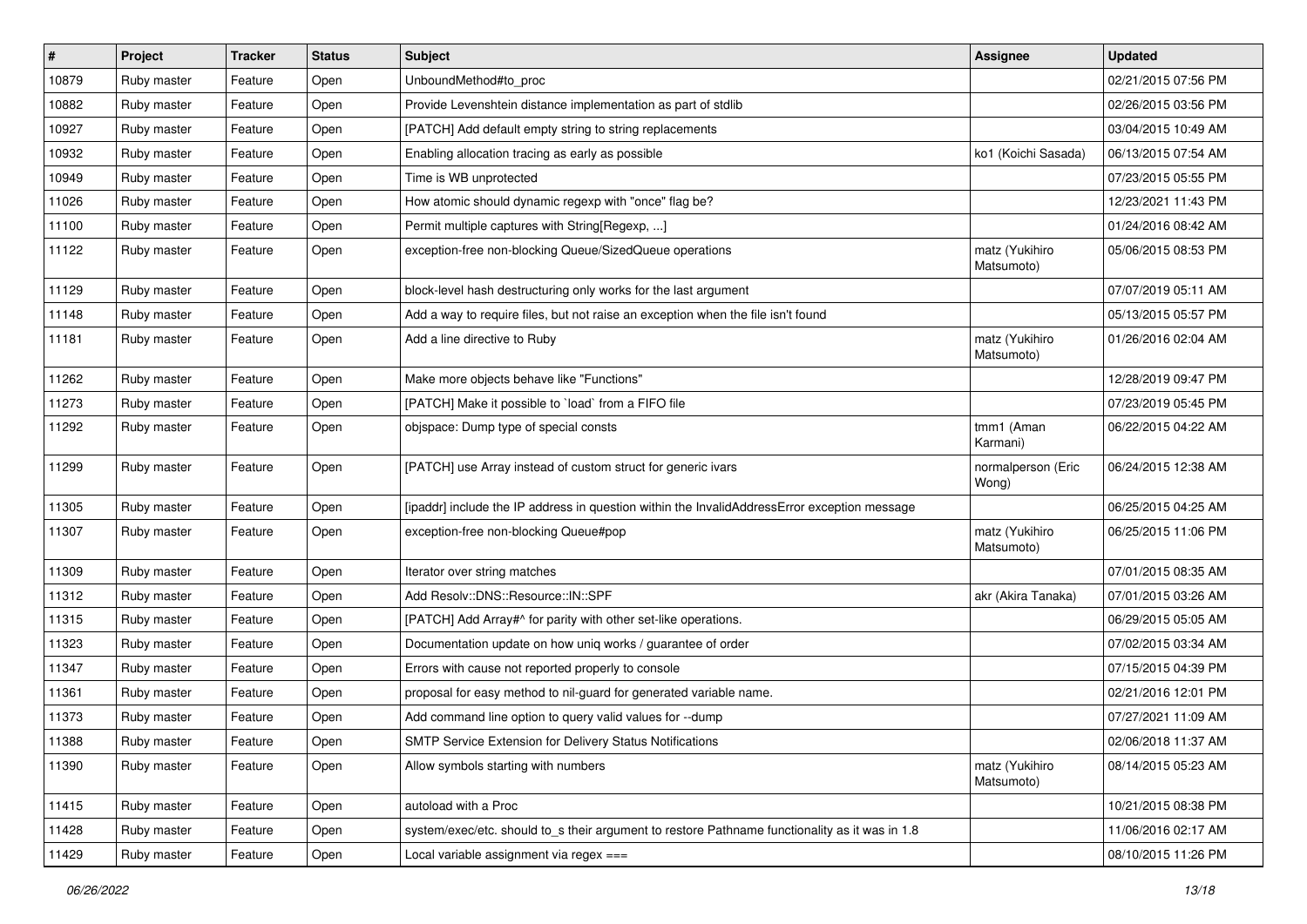| # | Project | Tracker | Status | Subject | Assignee | Updated |
|---|---|---|---|---|---|---|
| 10879 | Ruby master | Feature | Open | UnboundMethod#to_proc | | 02/21/2015 07:56 PM |
| 10882 | Ruby master | Feature | Open | Provide Levenshtein distance implementation as part of stdlib | | 02/26/2015 03:56 PM |
| 10927 | Ruby master | Feature | Open | [PATCH] Add default empty string to string replacements | | 03/04/2015 10:49 AM |
| 10932 | Ruby master | Feature | Open | Enabling allocation tracing as early as possible | ko1 (Koichi Sasada) | 06/13/2015 07:54 AM |
| 10949 | Ruby master | Feature | Open | Time is WB unprotected | | 07/23/2015 05:55 PM |
| 11026 | Ruby master | Feature | Open | How atomic should dynamic regexp with "once" flag be? | | 12/23/2021 11:43 PM |
| 11100 | Ruby master | Feature | Open | Permit multiple captures with String[Regexp, ...] | | 01/24/2016 08:42 AM |
| 11122 | Ruby master | Feature | Open | exception-free non-blocking Queue/SizedQueue operations | matz (Yukihiro Matsumoto) | 05/06/2015 08:53 PM |
| 11129 | Ruby master | Feature | Open | block-level hash destructuring only works for the last argument | | 07/07/2019 05:11 AM |
| 11148 | Ruby master | Feature | Open | Add a way to require files, but not raise an exception when the file isn't found | | 05/13/2015 05:57 PM |
| 11181 | Ruby master | Feature | Open | Add a line directive to Ruby | matz (Yukihiro Matsumoto) | 01/26/2016 02:04 AM |
| 11262 | Ruby master | Feature | Open | Make more objects behave like "Functions" | | 12/28/2019 09:47 PM |
| 11273 | Ruby master | Feature | Open | [PATCH] Make it possible to `load` from a FIFO file | | 07/23/2019 05:45 PM |
| 11292 | Ruby master | Feature | Open | objspace: Dump type of special consts | tmm1 (Aman Karmani) | 06/22/2015 04:22 AM |
| 11299 | Ruby master | Feature | Open | [PATCH] use Array instead of custom struct for generic ivars | normalperson (Eric Wong) | 06/24/2015 12:38 AM |
| 11305 | Ruby master | Feature | Open | [ipaddr] include the IP address in question within the InvalidAddressError exception message | | 06/25/2015 04:25 AM |
| 11307 | Ruby master | Feature | Open | exception-free non-blocking Queue#pop | matz (Yukihiro Matsumoto) | 06/25/2015 11:06 PM |
| 11309 | Ruby master | Feature | Open | Iterator over string matches | | 07/01/2015 08:35 AM |
| 11312 | Ruby master | Feature | Open | Add Resolv::DNS::Resource::IN::SPF | akr (Akira Tanaka) | 07/01/2015 03:26 AM |
| 11315 | Ruby master | Feature | Open | [PATCH] Add Array#^ for parity with other set-like operations. | | 06/29/2015 05:05 AM |
| 11323 | Ruby master | Feature | Open | Documentation update on how uniq works / guarantee of order | | 07/02/2015 03:34 AM |
| 11347 | Ruby master | Feature | Open | Errors with cause not reported properly to console | | 07/15/2015 04:39 PM |
| 11361 | Ruby master | Feature | Open | proposal for easy method to nil-guard for generated variable name. | | 02/21/2016 12:01 PM |
| 11373 | Ruby master | Feature | Open | Add command line option to query valid values for --dump | | 07/27/2021 11:09 AM |
| 11388 | Ruby master | Feature | Open | SMTP Service Extension for Delivery Status Notifications | | 02/06/2018 11:37 AM |
| 11390 | Ruby master | Feature | Open | Allow symbols starting with numbers | matz (Yukihiro Matsumoto) | 08/14/2015 05:23 AM |
| 11415 | Ruby master | Feature | Open | autoload with a Proc | | 10/21/2015 08:38 PM |
| 11428 | Ruby master | Feature | Open | system/exec/etc. should to_s their argument to restore Pathname functionality as it was in 1.8 | | 11/06/2016 02:17 AM |
| 11429 | Ruby master | Feature | Open | Local variable assignment via regex === | | 08/10/2015 11:26 PM |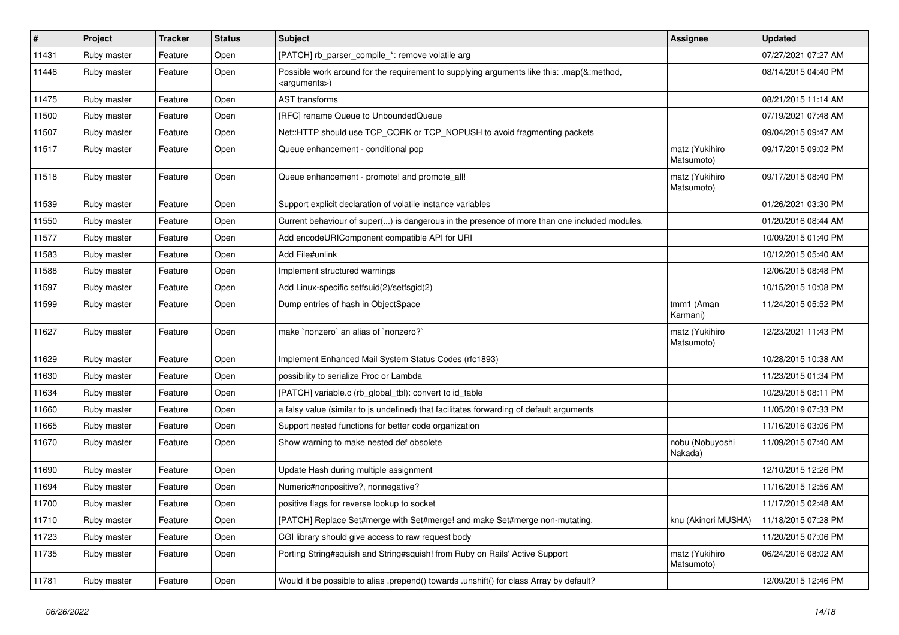| # | Project | Tracker | Status | Subject | Assignee | Updated |
|---|---|---|---|---|---|---|
| 11431 | Ruby master | Feature | Open | [PATCH] rb_parser_compile_*: remove volatile arg | | 07/27/2021 07:27 AM |
| 11446 | Ruby master | Feature | Open | Possible work around for the requirement to supplying arguments like this: .map(&:method, <arguments>) | | 08/14/2015 04:40 PM |
| 11475 | Ruby master | Feature | Open | AST transforms | | 08/21/2015 11:14 AM |
| 11500 | Ruby master | Feature | Open | [RFC] rename Queue to UnboundedQueue | | 07/19/2021 07:48 AM |
| 11507 | Ruby master | Feature | Open | Net::HTTP should use TCP_CORK or TCP_NOPUSH to avoid fragmenting packets | | 09/04/2015 09:47 AM |
| 11517 | Ruby master | Feature | Open | Queue enhancement - conditional pop | matz (Yukihiro Matsumoto) | 09/17/2015 09:02 PM |
| 11518 | Ruby master | Feature | Open | Queue enhancement - promote! and promote_all! | matz (Yukihiro Matsumoto) | 09/17/2015 08:40 PM |
| 11539 | Ruby master | Feature | Open | Support explicit declaration of volatile instance variables | | 01/26/2021 03:30 PM |
| 11550 | Ruby master | Feature | Open | Current behaviour of super(...) is dangerous in the presence of more than one included modules. | | 01/20/2016 08:44 AM |
| 11577 | Ruby master | Feature | Open | Add encodeURIComponent compatible API for URI | | 10/09/2015 01:40 PM |
| 11583 | Ruby master | Feature | Open | Add File#unlink | | 10/12/2015 05:40 AM |
| 11588 | Ruby master | Feature | Open | Implement structured warnings | | 12/06/2015 08:48 PM |
| 11597 | Ruby master | Feature | Open | Add Linux-specific setfsuid(2)/setfsgid(2) | | 10/15/2015 10:08 PM |
| 11599 | Ruby master | Feature | Open | Dump entries of hash in ObjectSpace | tmm1 (Aman Karmani) | 11/24/2015 05:52 PM |
| 11627 | Ruby master | Feature | Open | make `nonzero` an alias of `nonzero?` | matz (Yukihiro Matsumoto) | 12/23/2021 11:43 PM |
| 11629 | Ruby master | Feature | Open | Implement Enhanced Mail System Status Codes (rfc1893) | | 10/28/2015 10:38 AM |
| 11630 | Ruby master | Feature | Open | possibility to serialize Proc or Lambda | | 11/23/2015 01:34 PM |
| 11634 | Ruby master | Feature | Open | [PATCH] variable.c (rb_global_tbl): convert to id_table | | 10/29/2015 08:11 PM |
| 11660 | Ruby master | Feature | Open | a falsy value (similar to js undefined) that facilitates forwarding of default arguments | | 11/05/2019 07:33 PM |
| 11665 | Ruby master | Feature | Open | Support nested functions for better code organization | | 11/16/2016 03:06 PM |
| 11670 | Ruby master | Feature | Open | Show warning to make nested def obsolete | nobu (Nobuyoshi Nakada) | 11/09/2015 07:40 AM |
| 11690 | Ruby master | Feature | Open | Update Hash during multiple assignment | | 12/10/2015 12:26 PM |
| 11694 | Ruby master | Feature | Open | Numeric#nonpositive?, nonnegative? | | 11/16/2015 12:56 AM |
| 11700 | Ruby master | Feature | Open | positive flags for reverse lookup to socket | | 11/17/2015 02:48 AM |
| 11710 | Ruby master | Feature | Open | [PATCH] Replace Set#merge with Set#merge! and make Set#merge non-mutating. | knu (Akinori MUSHA) | 11/18/2015 07:28 PM |
| 11723 | Ruby master | Feature | Open | CGI library should give access to raw request body | | 11/20/2015 07:06 PM |
| 11735 | Ruby master | Feature | Open | Porting String#squish and String#squish! from Ruby on Rails' Active Support | matz (Yukihiro Matsumoto) | 06/24/2016 08:02 AM |
| 11781 | Ruby master | Feature | Open | Would it be possible to alias .prepend() towards .unshift() for class Array by default? | | 12/09/2015 12:46 PM |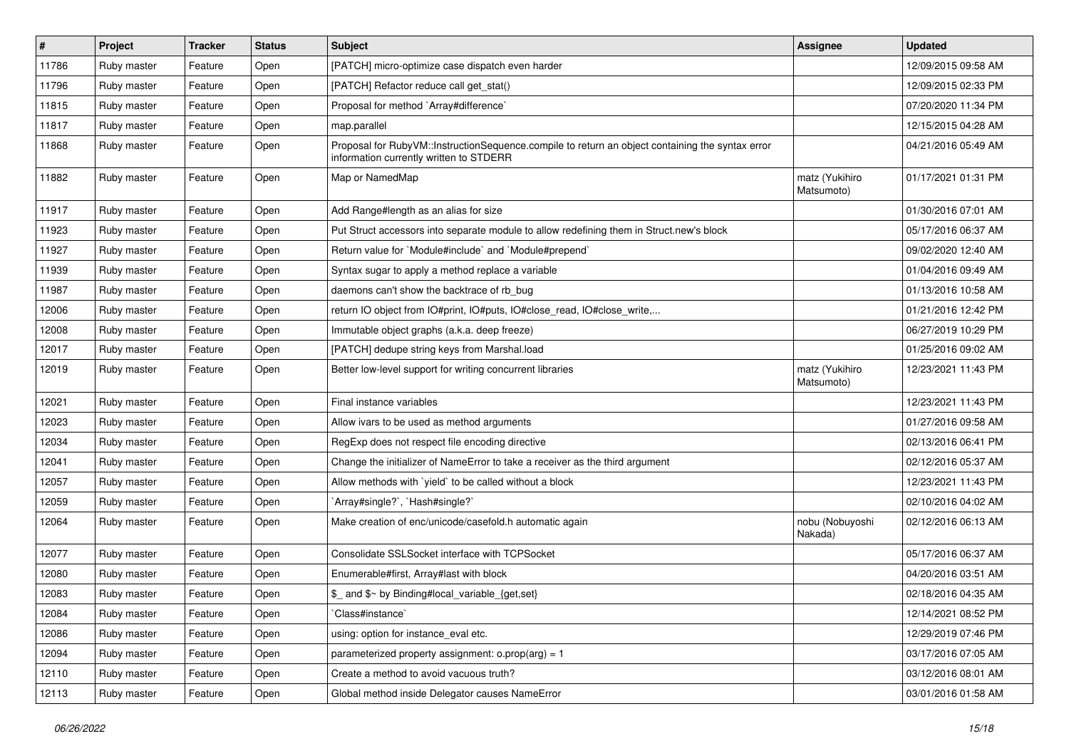| # | Project | Tracker | Status | Subject | Assignee | Updated |
|---|---|---|---|---|---|---|
| 11786 | Ruby master | Feature | Open | [PATCH] micro-optimize case dispatch even harder | | 12/09/2015 09:58 AM |
| 11796 | Ruby master | Feature | Open | [PATCH] Refactor reduce call get_stat() | | 12/09/2015 02:33 PM |
| 11815 | Ruby master | Feature | Open | Proposal for method `Array#difference` | | 07/20/2020 11:34 PM |
| 11817 | Ruby master | Feature | Open | map.parallel | | 12/15/2015 04:28 AM |
| 11868 | Ruby master | Feature | Open | Proposal for RubyVM::InstructionSequence.compile to return an object containing the syntax error information currently written to STDERR | | 04/21/2016 05:49 AM |
| 11882 | Ruby master | Feature | Open | Map or NamedMap | matz (Yukihiro Matsumoto) | 01/17/2021 01:31 PM |
| 11917 | Ruby master | Feature | Open | Add Range#length as an alias for size | | 01/30/2016 07:01 AM |
| 11923 | Ruby master | Feature | Open | Put Struct accessors into separate module to allow redefining them in Struct.new's block | | 05/17/2016 06:37 AM |
| 11927 | Ruby master | Feature | Open | Return value for `Module#include` and `Module#prepend` | | 09/02/2020 12:40 AM |
| 11939 | Ruby master | Feature | Open | Syntax sugar to apply a method replace a variable | | 01/04/2016 09:49 AM |
| 11987 | Ruby master | Feature | Open | daemons can't show the backtrace of rb_bug | | 01/13/2016 10:58 AM |
| 12006 | Ruby master | Feature | Open | return IO object from IO#print, IO#puts, IO#close_read, IO#close_write,... | | 01/21/2016 12:42 PM |
| 12008 | Ruby master | Feature | Open | Immutable object graphs (a.k.a. deep freeze) | | 06/27/2019 10:29 PM |
| 12017 | Ruby master | Feature | Open | [PATCH] dedupe string keys from Marshal.load | | 01/25/2016 09:02 AM |
| 12019 | Ruby master | Feature | Open | Better low-level support for writing concurrent libraries | matz (Yukihiro Matsumoto) | 12/23/2021 11:43 PM |
| 12021 | Ruby master | Feature | Open | Final instance variables | | 12/23/2021 11:43 PM |
| 12023 | Ruby master | Feature | Open | Allow ivars to be used as method arguments | | 01/27/2016 09:58 AM |
| 12034 | Ruby master | Feature | Open | RegExp does not respect file encoding directive | | 02/13/2016 06:41 PM |
| 12041 | Ruby master | Feature | Open | Change the initializer of NameError to take a receiver as the third argument | | 02/12/2016 05:37 AM |
| 12057 | Ruby master | Feature | Open | Allow methods with `yield` to be called without a block | | 12/23/2021 11:43 PM |
| 12059 | Ruby master | Feature | Open | `Array#single?`, `Hash#single?` | | 02/10/2016 04:02 AM |
| 12064 | Ruby master | Feature | Open | Make creation of enc/unicode/casefold.h automatic again | nobu (Nobuyoshi Nakada) | 02/12/2016 06:13 AM |
| 12077 | Ruby master | Feature | Open | Consolidate SSLSocket interface with TCPSocket | | 05/17/2016 06:37 AM |
| 12080 | Ruby master | Feature | Open | Enumerable#first, Array#last with block | | 04/20/2016 03:51 AM |
| 12083 | Ruby master | Feature | Open | $_ and $~ by Binding#local_variable_{get,set} | | 02/18/2016 04:35 AM |
| 12084 | Ruby master | Feature | Open | `Class#instance` | | 12/14/2021 08:52 PM |
| 12086 | Ruby master | Feature | Open | using: option for instance_eval etc. | | 12/29/2019 07:46 PM |
| 12094 | Ruby master | Feature | Open | parameterized property assignment: o.prop(arg) = 1 | | 03/17/2016 07:05 AM |
| 12110 | Ruby master | Feature | Open | Create a method to avoid vacuous truth? | | 03/12/2016 08:01 AM |
| 12113 | Ruby master | Feature | Open | Global method inside Delegator causes NameError | | 03/01/2016 01:58 AM |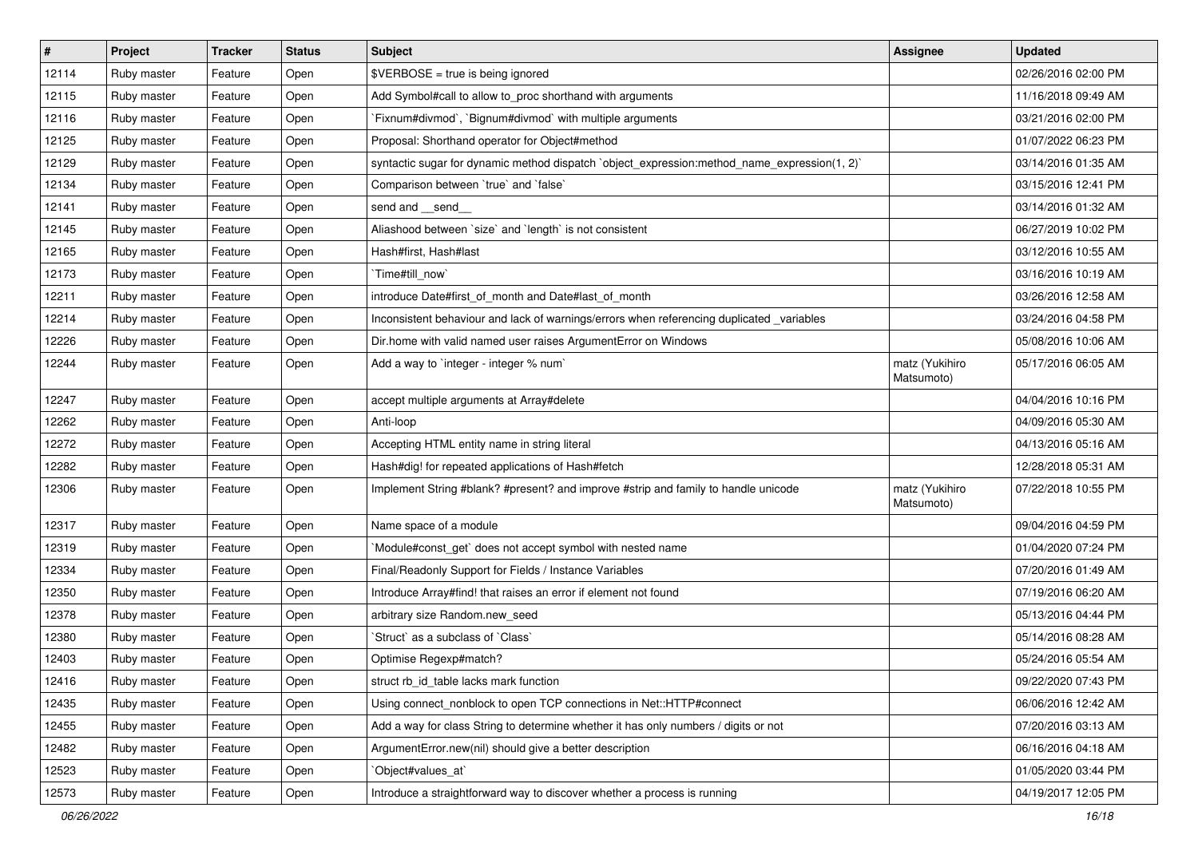| # | Project | Tracker | Status | Subject | Assignee | Updated |
|---|---|---|---|---|---|---|
| 12114 | Ruby master | Feature | Open | $VERBOSE = true is being ignored | | 02/26/2016 02:00 PM |
| 12115 | Ruby master | Feature | Open | Add Symbol#call to allow to_proc shorthand with arguments | | 11/16/2018 09:49 AM |
| 12116 | Ruby master | Feature | Open | `Fixnum#divmod`, `Bignum#divmod` with multiple arguments | | 03/21/2016 02:00 PM |
| 12125 | Ruby master | Feature | Open | Proposal: Shorthand operator for Object#method | | 01/07/2022 06:23 PM |
| 12129 | Ruby master | Feature | Open | syntactic sugar for dynamic method dispatch `object_expression:method_name_expression(1, 2)` | | 03/14/2016 01:35 AM |
| 12134 | Ruby master | Feature | Open | Comparison between `true` and `false` | | 03/15/2016 12:41 PM |
| 12141 | Ruby master | Feature | Open | send and __send__ | | 03/14/2016 01:32 AM |
| 12145 | Ruby master | Feature | Open | Aliashood between `size` and `length` is not consistent | | 06/27/2019 10:02 PM |
| 12165 | Ruby master | Feature | Open | Hash#first, Hash#last | | 03/12/2016 10:55 AM |
| 12173 | Ruby master | Feature | Open | `Time#till_now` | | 03/16/2016 10:19 AM |
| 12211 | Ruby master | Feature | Open | introduce Date#first_of_month and Date#last_of_month | | 03/26/2016 12:58 AM |
| 12214 | Ruby master | Feature | Open | Inconsistent behaviour and lack of warnings/errors when referencing duplicated _variables | | 03/24/2016 04:58 PM |
| 12226 | Ruby master | Feature | Open | Dir.home with valid named user raises ArgumentError on Windows | | 05/08/2016 10:06 AM |
| 12244 | Ruby master | Feature | Open | Add a way to `integer - integer % num` | matz (Yukihiro Matsumoto) | 05/17/2016 06:05 AM |
| 12247 | Ruby master | Feature | Open | accept multiple arguments at Array#delete | | 04/04/2016 10:16 PM |
| 12262 | Ruby master | Feature | Open | Anti-loop | | 04/09/2016 05:30 AM |
| 12272 | Ruby master | Feature | Open | Accepting HTML entity name in string literal | | 04/13/2016 05:16 AM |
| 12282 | Ruby master | Feature | Open | Hash#dig! for repeated applications of Hash#fetch | | 12/28/2018 05:31 AM |
| 12306 | Ruby master | Feature | Open | Implement String #blank? #present? and improve #strip and family to handle unicode | matz (Yukihiro Matsumoto) | 07/22/2018 10:55 PM |
| 12317 | Ruby master | Feature | Open | Name space of a module | | 09/04/2016 04:59 PM |
| 12319 | Ruby master | Feature | Open | `Module#const_get` does not accept symbol with nested name | | 01/04/2020 07:24 PM |
| 12334 | Ruby master | Feature | Open | Final/Readonly Support for Fields / Instance Variables | | 07/20/2016 01:49 AM |
| 12350 | Ruby master | Feature | Open | Introduce Array#find! that raises an error if element not found | | 07/19/2016 06:20 AM |
| 12378 | Ruby master | Feature | Open | arbitrary size Random.new_seed | | 05/13/2016 04:44 PM |
| 12380 | Ruby master | Feature | Open | `Struct` as a subclass of `Class` | | 05/14/2016 08:28 AM |
| 12403 | Ruby master | Feature | Open | Optimise Regexp#match? | | 05/24/2016 05:54 AM |
| 12416 | Ruby master | Feature | Open | struct rb_id_table lacks mark function | | 09/22/2020 07:43 PM |
| 12435 | Ruby master | Feature | Open | Using connect_nonblock to open TCP connections in Net::HTTP#connect | | 06/06/2016 12:42 AM |
| 12455 | Ruby master | Feature | Open | Add a way for class String to determine whether it has only numbers / digits or not | | 07/20/2016 03:13 AM |
| 12482 | Ruby master | Feature | Open | ArgumentError.new(nil) should give a better description | | 06/16/2016 04:18 AM |
| 12523 | Ruby master | Feature | Open | `Object#values_at` | | 01/05/2020 03:44 PM |
| 12573 | Ruby master | Feature | Open | Introduce a straightforward way to discover whether a process is running | | 04/19/2017 12:05 PM |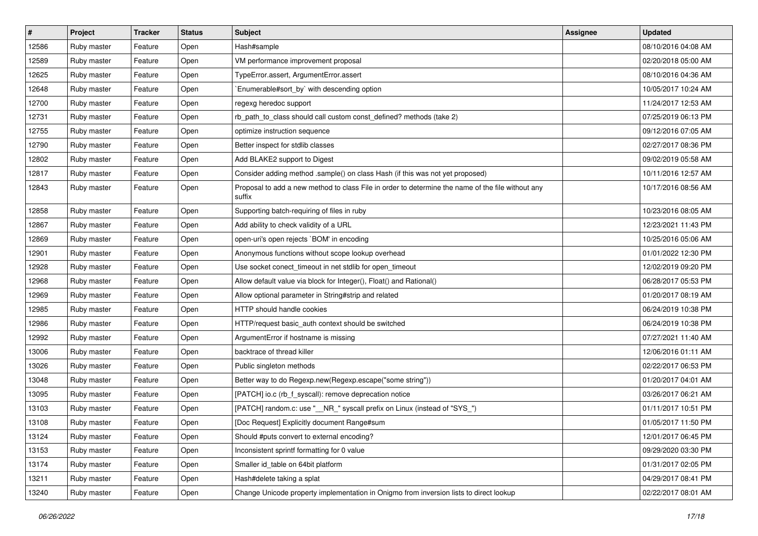| # | Project | Tracker | Status | Subject | Assignee | Updated |
|---|---|---|---|---|---|---|
| 12586 | Ruby master | Feature | Open | Hash#sample | | 08/10/2016 04:08 AM |
| 12589 | Ruby master | Feature | Open | VM performance improvement proposal | | 02/20/2018 05:00 AM |
| 12625 | Ruby master | Feature | Open | TypeError.assert, ArgumentError.assert | | 08/10/2016 04:36 AM |
| 12648 | Ruby master | Feature | Open | `Enumerable#sort_by` with descending option | | 10/05/2017 10:24 AM |
| 12700 | Ruby master | Feature | Open | regexg heredoc support | | 11/24/2017 12:53 AM |
| 12731 | Ruby master | Feature | Open | rb_path_to_class should call custom const_defined? methods (take 2) | | 07/25/2019 06:13 PM |
| 12755 | Ruby master | Feature | Open | optimize instruction sequence | | 09/12/2016 07:05 AM |
| 12790 | Ruby master | Feature | Open | Better inspect for stdlib classes | | 02/27/2017 08:36 PM |
| 12802 | Ruby master | Feature | Open | Add BLAKE2 support to Digest | | 09/02/2019 05:58 AM |
| 12817 | Ruby master | Feature | Open | Consider adding method .sample() on class Hash (if this was not yet proposed) | | 10/11/2016 12:57 AM |
| 12843 | Ruby master | Feature | Open | Proposal to add a new method to class File in order to determine the name of the file without any suffix | | 10/17/2016 08:56 AM |
| 12858 | Ruby master | Feature | Open | Supporting batch-requiring of files in ruby | | 10/23/2016 08:05 AM |
| 12867 | Ruby master | Feature | Open | Add ability to check validity of a URL | | 12/23/2021 11:43 PM |
| 12869 | Ruby master | Feature | Open | open-uri's open rejects `BOM' in encoding | | 10/25/2016 05:06 AM |
| 12901 | Ruby master | Feature | Open | Anonymous functions without scope lookup overhead | | 01/01/2022 12:30 PM |
| 12928 | Ruby master | Feature | Open | Use socket conect_timeout in net stdlib for open_timeout | | 12/02/2019 09:20 PM |
| 12968 | Ruby master | Feature | Open | Allow default value via block for Integer(), Float() and Rational() | | 06/28/2017 05:53 PM |
| 12969 | Ruby master | Feature | Open | Allow optional parameter in String#strip and related | | 01/20/2017 08:19 AM |
| 12985 | Ruby master | Feature | Open | HTTP should handle cookies | | 06/24/2019 10:38 PM |
| 12986 | Ruby master | Feature | Open | HTTP/request basic_auth context should be switched | | 06/24/2019 10:38 PM |
| 12992 | Ruby master | Feature | Open | ArgumentError if hostname is missing | | 07/27/2021 11:40 AM |
| 13006 | Ruby master | Feature | Open | backtrace of thread killer | | 12/06/2016 01:11 AM |
| 13026 | Ruby master | Feature | Open | Public singleton methods | | 02/22/2017 06:53 PM |
| 13048 | Ruby master | Feature | Open | Better way to do Regexp.new(Regexp.escape("some string")) | | 01/20/2017 04:01 AM |
| 13095 | Ruby master | Feature | Open | [PATCH] io.c (rb_f_syscall): remove deprecation notice | | 03/26/2017 06:21 AM |
| 13103 | Ruby master | Feature | Open | [PATCH] random.c: use "__NR_" syscall prefix on Linux (instead of "SYS_") | | 01/11/2017 10:51 PM |
| 13108 | Ruby master | Feature | Open | [Doc Request] Explicitly document Range#sum | | 01/05/2017 11:50 PM |
| 13124 | Ruby master | Feature | Open | Should #puts convert to external encoding? | | 12/01/2017 06:45 PM |
| 13153 | Ruby master | Feature | Open | Inconsistent sprintf formatting for 0 value | | 09/29/2020 03:30 PM |
| 13174 | Ruby master | Feature | Open | Smaller id_table on 64bit platform | | 01/31/2017 02:05 PM |
| 13211 | Ruby master | Feature | Open | Hash#delete taking a splat | | 04/29/2017 08:41 PM |
| 13240 | Ruby master | Feature | Open | Change Unicode property implementation in Onigmo from inversion lists to direct lookup | | 02/22/2017 08:01 AM |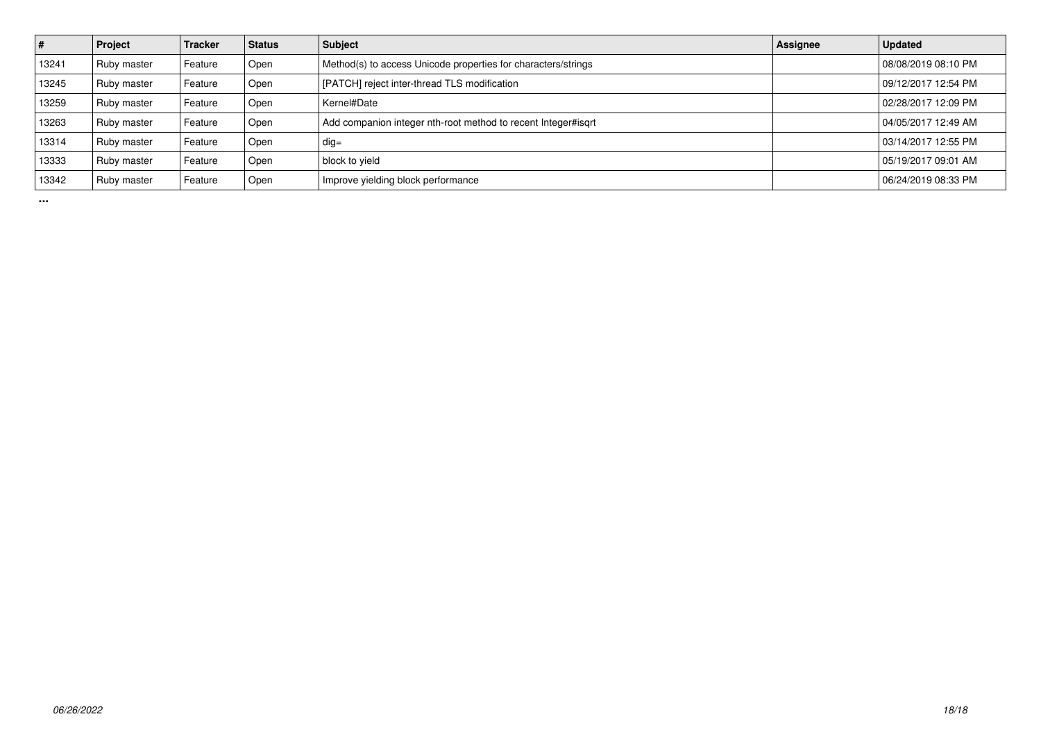| # | Project | Tracker | Status | Subject | Assignee | Updated |
|---|---|---|---|---|---|---|
| 13241 | Ruby master | Feature | Open | Method(s) to access Unicode properties for characters/strings | | 08/08/2019 08:10 PM |
| 13245 | Ruby master | Feature | Open | [PATCH] reject inter-thread TLS modification | | 09/12/2017 12:54 PM |
| 13259 | Ruby master | Feature | Open | Kernel#Date | | 02/28/2017 12:09 PM |
| 13263 | Ruby master | Feature | Open | Add companion integer nth-root method to recent Integer#isqrt | | 04/05/2017 12:49 AM |
| 13314 | Ruby master | Feature | Open | dig= | | 03/14/2017 12:55 PM |
| 13333 | Ruby master | Feature | Open | block to yield | | 05/19/2017 09:01 AM |
| 13342 | Ruby master | Feature | Open | Improve yielding block performance | | 06/24/2019 08:33 PM |

...